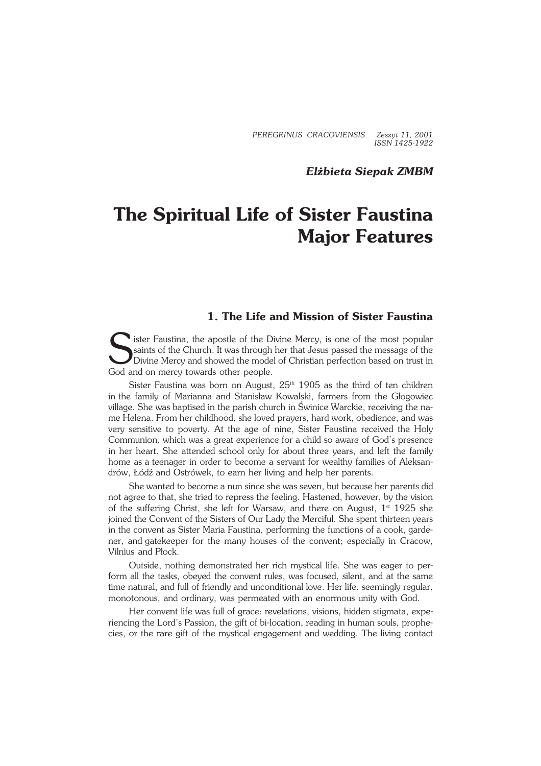*Elżbieta Siepak ZMBM*

# The Spiritual Life of Sister Faustina Major Features

## 1. The Life and Mission of Sister Faustina

Sister Faustina, the apostle of the Divine Mercy, is one of the most popular saints of the Church. It was through her that Jesus passed the message of the Divine Mercy and showed the model of Christian perfection based on trust in God and on mercy towards other people.

Sister Faustina was born on August, 25th 1905 as the third of ten children in the family of Marianna and Stanisław Kowalski, farmers from the Głogowiec village. She was baptised in the parish church in Świnice Warckie, receiving the name Helena. From her childhood, she loved prayers, hard work, obedience, and was very sensitive to poverty. At the age of nine, Sister Faustina received the Holy Communion, which was a great experience for a child so aware of God's presence in her heart. She attended school only for about three years, and left the family home as a teenager in order to become a servant for wealthy families of Aleksandrów, Łódź and Ostrówek, to earn her living and help her parents.

She wanted to become a nun since she was seven, but because her parents did not agree to that, she tried to repress the feeling. Hastened, however, by the vision of the suffering Christ, she left for Warsaw, and there on August, 1st 1925 she joined the Convent of the Sisters of Our Lady the Merciful. She spent thirteen years in the convent as Sister Maria Faustina, performing the functions of a cook, gardener, and gatekeeper for the many houses of the convent; especially in Cracow, Vilnius and Płock.

Outside, nothing demonstrated her rich mystical life. She was eager to perform all the tasks, obeyed the convent rules, was focused, silent, and at the same time natural, and full of friendly and unconditional love. Her life, seemingly regular, monotonous, and ordinary, was permeated with an enormous unity with God.

Her convent life was full of grace: revelations, visions, hidden stigmata, experiencing the Lord's Passion, the gift of bi-location, reading in human souls, prophecies, or the rare gift of the mystical engagement and wedding. The living contact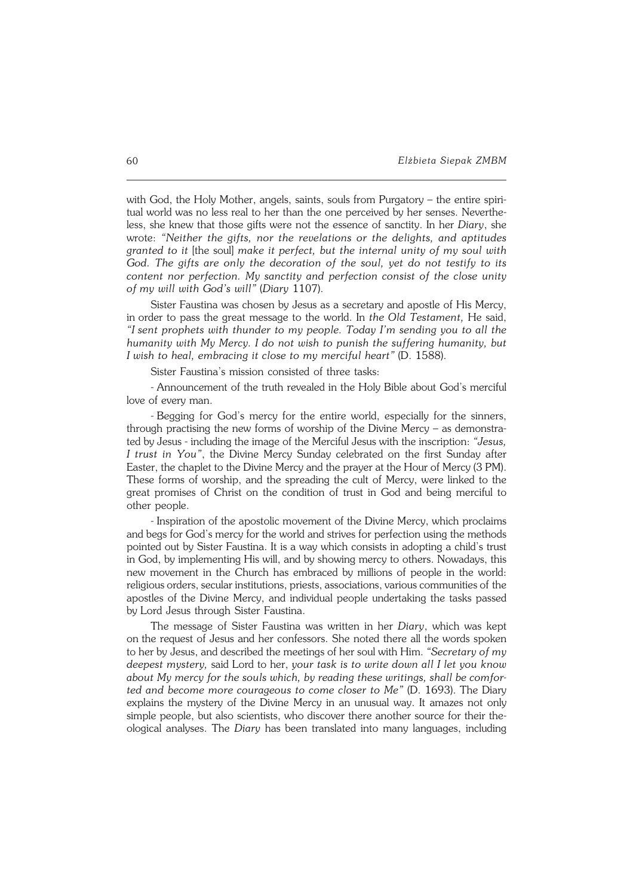with God, the Holy Mother, angels, saints, souls from Purgatory – the entire spiritual world was no less real to her than the one perceived by her senses. Nevertheless, she knew that those gifts were not the essence of sanctity. In her *Diary*, she wrote: *"Neither the gifts, nor the revelations or the delights, and aptitudes granted to it* [the soul] *make it perfect, but the internal unity of my soul with God. The gifts are only the decoration of the soul, yet do not testify to its content nor perfection. My sanctity and perfection consist of the close unity of my will with God's will"* (*Diary* 1107).

Sister Faustina was chosen by Jesus as a secretary and apostle of His Mercy, in order to pass the great message to the world. In *the Old Testament,* He said, *"I sent prophets with thunder to my people. Today I'm sending you to all the humanity with My Mercy. I do not wish to punish the suffering humanity, but I wish to heal, embracing it close to my merciful heart"* (D. 1588).

Sister Faustina's mission consisted of three tasks:

- Announcement of the truth revealed in the Holy Bible about God's merciful love of every man.

- Begging for God's mercy for the entire world, especially for the sinners, through practising the new forms of worship of the Divine Mercy – as demonstrated by Jesus - including the image of the Merciful Jesus with the inscription: *"Jesus, I trust in You"*, the Divine Mercy Sunday celebrated on the first Sunday after Easter, the chaplet to the Divine Mercy and the prayer at the Hour of Mercy (3 PM). These forms of worship, and the spreading the cult of Mercy, were linked to the great promises of Christ on the condition of trust in God and being merciful to other people.

- Inspiration of the apostolic movement of the Divine Mercy, which proclaims and begs for God's mercy for the world and strives for perfection using the methods pointed out by Sister Faustina. It is a way which consists in adopting a child's trust in God, by implementing His will, and by showing mercy to others. Nowadays, this new movement in the Church has embraced by millions of people in the world: religious orders, secular institutions, priests, associations, various communities of the apostles of the Divine Mercy, and individual people undertaking the tasks passed by Lord Jesus through Sister Faustina.

The message of Sister Faustina was written in her *Diary*, which was kept on the request of Jesus and her confessors. She noted there all the words spoken to her by Jesus, and described the meetings of her soul with Him. *"Secretary of my deepest mystery,* said Lord to her, *your task is to write down all I let you know about My mercy for the souls which, by reading these writings, shall be comforted and become more courageous to come closer to Me"* (D. 1693). The Diary explains the mystery of the Divine Mercy in an unusual way. It amazes not only simple people, but also scientists, who discover there another source for their theological analyses. The *Diary* has been translated into many languages, including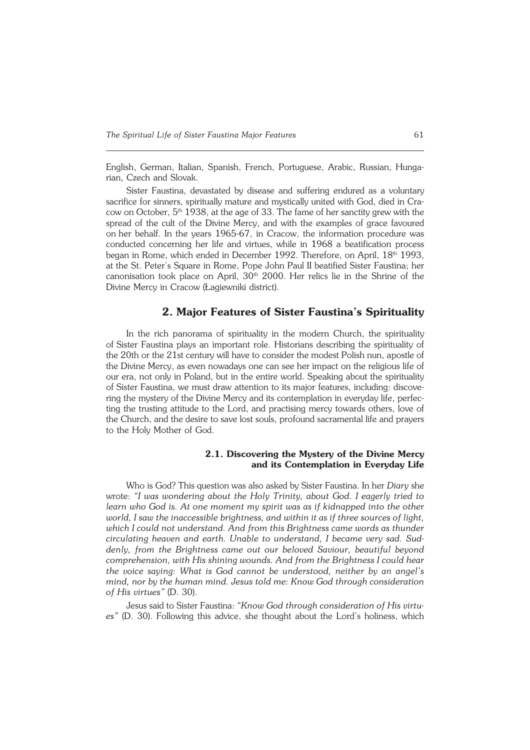English, German, Italian, Spanish, French, Portuguese, Arabic, Russian, Hungarian, Czech and Slovak.

Sister Faustina, devastated by disease and suffering endured as a voluntary sacrifice for sinners, spiritually mature and mystically united with God, died in Cracow on October, 5th 1938, at the age of 33. The fame of her sanctity grew with the spread of the cult of the Divine Mercy, and with the examples of grace favoured on her behalf. In the years 1965-67, in Cracow, the information procedure was conducted concerning her life and virtues, while in 1968 a beatification process began in Rome, which ended in December 1992. Therefore, on April, 18th 1993, at the St. Peter's Square in Rome, Pope John Paul II beatified Sister Faustina; her canonisation took place on April, 30th 2000. Her relics lie in the Shrine of the Divine Mercy in Cracow (Łagiewniki district).

## 2. Major Features of Sister Faustina's Spirituality

In the rich panorama of spirituality in the modern Church, the spirituality of Sister Faustina plays an important role. Historians describing the spirituality of the 20th or the 21st century will have to consider the modest Polish nun, apostle of the Divine Mercy, as even nowadays one can see her impact on the religious life of our era, not only in Poland, but in the entire world. Speaking about the spirituality of Sister Faustina, we must draw attention to its major features, including: discovering the mystery of the Divine Mercy and its contemplation in everyday life, perfecting the trusting attitude to the Lord, and practising mercy towards others, love of the Church, and the desire to save lost souls, profound sacramental life and prayers to the Holy Mother of God.

### 2.1. Discovering the Mystery of the Divine Mercy and its Contemplation in Everyday Life

Who is God? This question was also asked by Sister Faustina. In her *Diary* she wrote: *"I was wondering about the Holy Trinity, about God. I eagerly tried to learn who God is. At one moment my spirit was as if kidnapped into the other world, I saw the inaccessible brightness, and within it as if three sources of light, which I could not understand. And from this Brightness came words as thunder circulating heaven and earth. Unable to understand, I became very sad. Suddenly, from the Brightness came out our beloved Saviour, beautiful beyond comprehension, with His shining wounds. And from the Brightness I could hear the voice saying: What is God cannot be understood, neither by an angel's mind, nor by the human mind. Jesus told me: Know God through consideration of His virtues"* (D. 30).

Jesus said to Sister Faustina: *"Know God through consideration of His virtues"* (D. 30). Following this advice, she thought about the Lord's holiness, which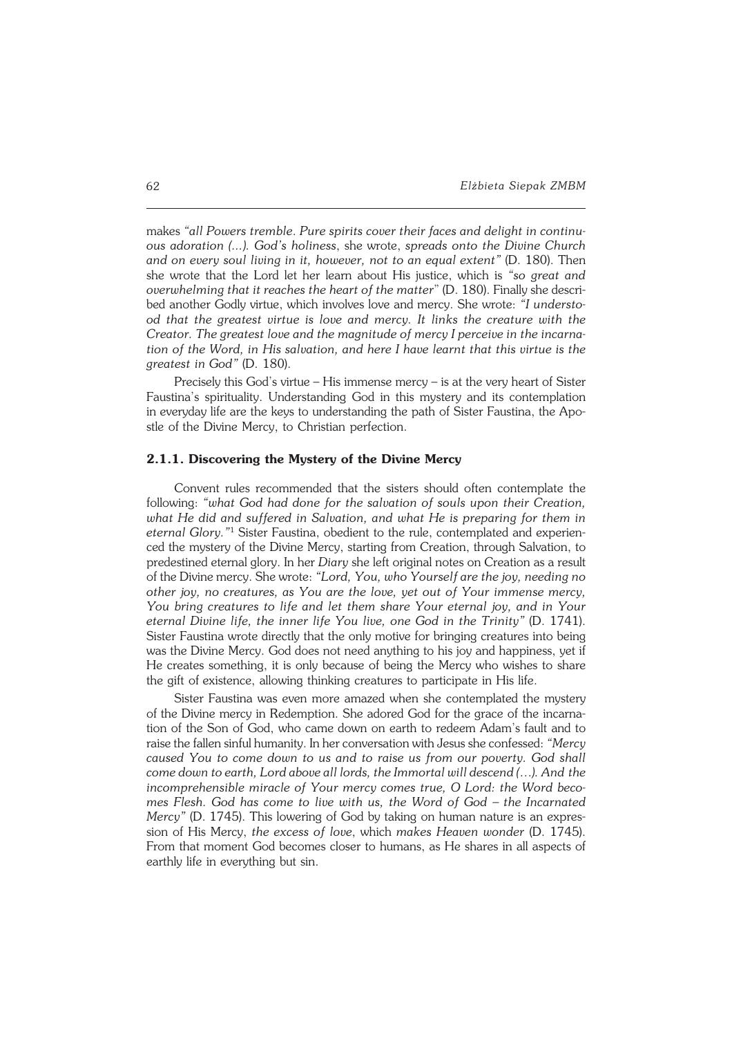makes *"all Powers tremble. Pure spirits cover their faces and delight in continuous adoration (...). God's holiness*, she wrote, *spreads onto the Divine Church and on every soul living in it, however, not to an equal extent"* (D. 180). Then she wrote that the Lord let her learn about His justice, which is *"so great and overwhelming that it reaches the heart of the matter"* (D. 180). Finally she described another Godly virtue, which involves love and mercy. She wrote: *"I understood that the greatest virtue is love and mercy. It links the creature with the Creator. The greatest love and the magnitude of mercy I perceive in the incarnation of the Word, in His salvation, and here I have learnt that this virtue is the greatest in God"* (D. 180).

Precisely this God's virtue – His immense mercy – is at the very heart of Sister Faustina's spirituality. Understanding God in this mystery and its contemplation in everyday life are the keys to understanding the path of Sister Faustina, the Apostle of the Divine Mercy, to Christian perfection.

### 2.1.1. Discovering the Mystery of the Divine Mercy

Convent rules recommended that the sisters should often contemplate the following: *"what God had done for the salvation of souls upon their Creation, what He did and suffered in Salvation, and what He is preparing for them in eternal Glory."*[1] Sister Faustina, obedient to the rule, contemplated and experienced the mystery of the Divine Mercy, starting from Creation, through Salvation, to predestined eternal glory. In her *Diary* she left original notes on Creation as a result of the Divine mercy. She wrote: *"Lord, You, who Yourself are the joy, needing no other joy, no creatures, as You are the love, yet out of Your immense mercy, You bring creatures to life and let them share Your eternal joy, and in Your eternal Divine life, the inner life You live, one God in the Trinity"* (D. 1741). Sister Faustina wrote directly that the only motive for bringing creatures into being was the Divine Mercy. God does not need anything to his joy and happiness, yet if He creates something, it is only because of being the Mercy who wishes to share the gift of existence, allowing thinking creatures to participate in His life.

Sister Faustina was even more amazed when she contemplated the mystery of the Divine mercy in Redemption. She adored God for the grace of the incarnation of the Son of God, who came down on earth to redeem Adam's fault and to raise the fallen sinful humanity. In her conversation with Jesus she confessed: *"Mercy caused You to come down to us and to raise us from our poverty. God shall come down to earth, Lord above all lords, the Immortal will descend (…). And the incomprehensible miracle of Your mercy comes true, O Lord: the Word becomes Flesh. God has come to live with us, the Word of God – the Incarnated Mercy"* (D. 1745). This lowering of God by taking on human nature is an expression of His Mercy, *the excess of love*, which *makes Heaven wonder* (D. 1745). From that moment God becomes closer to humans, as He shares in all aspects of earthly life in everything but sin.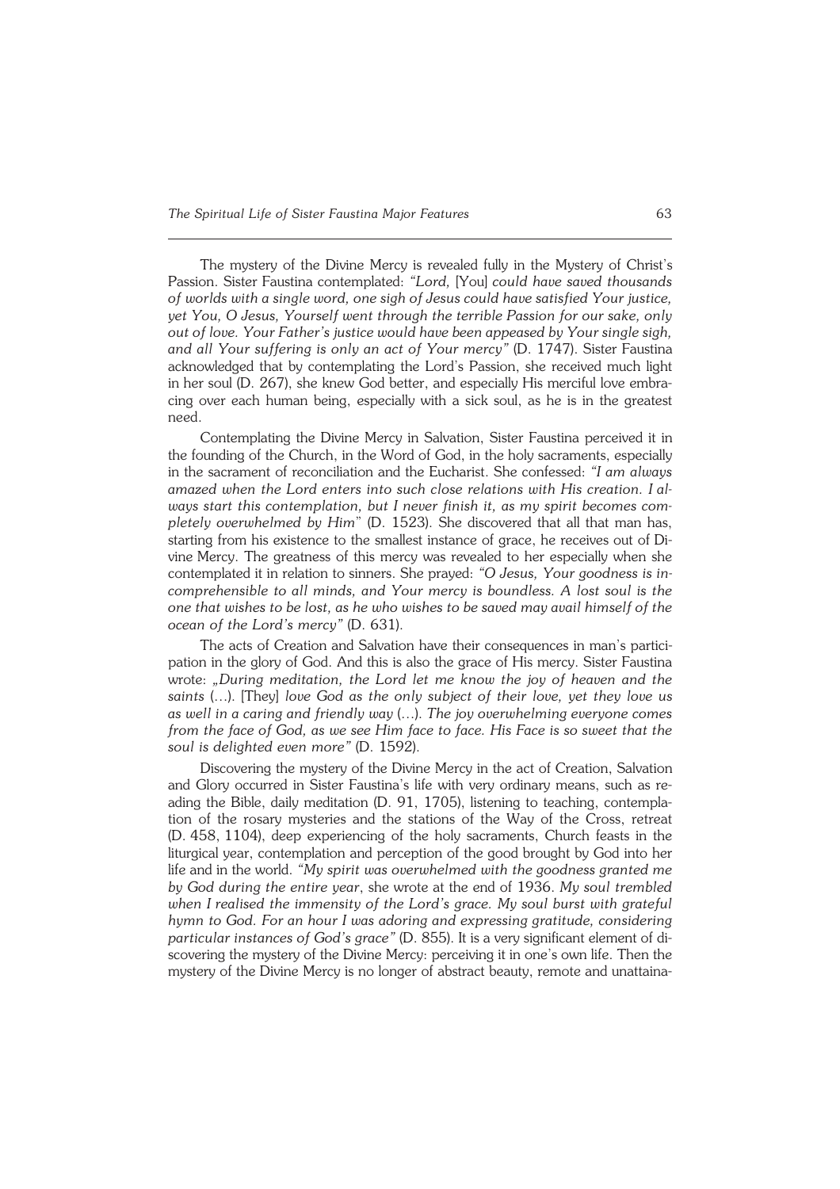The mystery of the Divine Mercy is revealed fully in the Mystery of Christ's Passion. Sister Faustina contemplated: *"Lord,* [You] *could have saved thousands of worlds with a single word, one sigh of Jesus could have satisfied Your justice, yet You, O Jesus, Yourself went through the terrible Passion for our sake, only out of love. Your Father's justice would have been appeased by Your single sigh, and all Your suffering is only an act of Your mercy"* (D. 1747). Sister Faustina acknowledged that by contemplating the Lord's Passion, she received much light in her soul (D. 267), she knew God better, and especially His merciful love embracing over each human being, especially with a sick soul, as he is in the greatest need.

Contemplating the Divine Mercy in Salvation, Sister Faustina perceived it in the founding of the Church, in the Word of God, in the holy sacraments, especially in the sacrament of reconciliation and the Eucharist. She confessed: *"I am always amazed when the Lord enters into such close relations with His creation. I always start this contemplation, but I never finish it, as my spirit becomes completely overwhelmed by Him*" (D. 1523). She discovered that all that man has, starting from his existence to the smallest instance of grace, he receives out of Divine Mercy. The greatness of this mercy was revealed to her especially when she contemplated it in relation to sinners. She prayed: *"O Jesus, Your goodness is incomprehensible to all minds, and Your mercy is boundless. A lost soul is the one that wishes to be lost, as he who wishes to be saved may avail himself of the ocean of the Lord's mercy"* (D. 631).

The acts of Creation and Salvation have their consequences in man's participation in the glory of God. And this is also the grace of His mercy. Sister Faustina wrote: *„During meditation, the Lord let me know the joy of heaven and the saints* (…). [They] *love God as the only subject of their love, yet they love us as well in a caring and friendly way* (…). *The joy overwhelming everyone comes from the face of God, as we see Him face to face. His Face is so sweet that the soul is delighted even more"* (D. 1592).

Discovering the mystery of the Divine Mercy in the act of Creation, Salvation and Glory occurred in Sister Faustina's life with very ordinary means, such as reading the Bible, daily meditation (D. 91, 1705), listening to teaching, contemplation of the rosary mysteries and the stations of the Way of the Cross, retreat (D. 458, 1104), deep experiencing of the holy sacraments, Church feasts in the liturgical year, contemplation and perception of the good brought by God into her life and in the world. *"My spirit was overwhelmed with the goodness granted me by God during the entire year*, she wrote at the end of 1936. *My soul trembled when I realised the immensity of the Lord's grace. My soul burst with grateful hymn to God. For an hour I was adoring and expressing gratitude, considering particular instances of God's grace"* (D. 855). It is a very significant element of discovering the mystery of the Divine Mercy: perceiving it in one's own life. Then the mystery of the Divine Mercy is no longer of abstract beauty, remote and unattaina-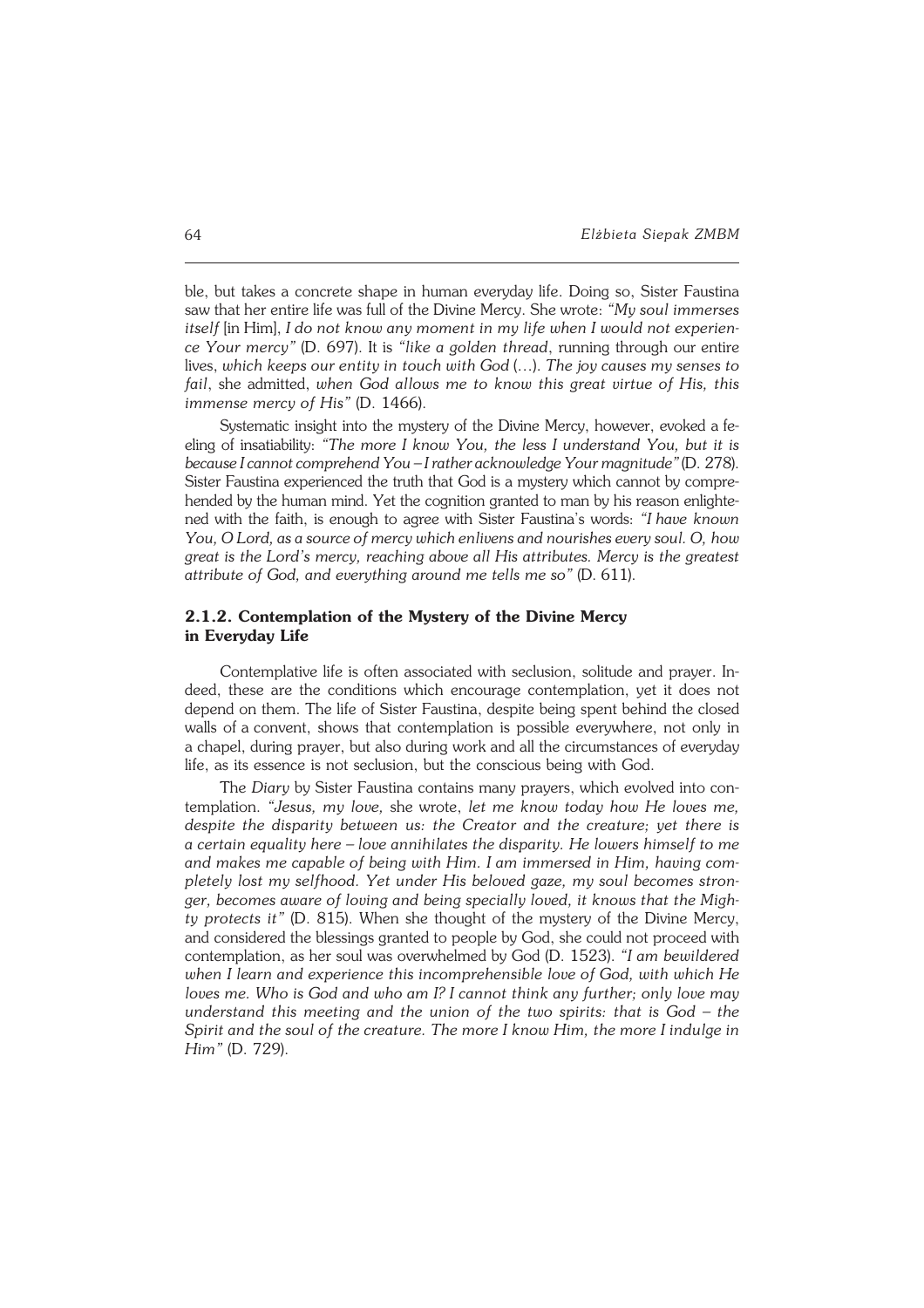ble, but takes a concrete shape in human everyday life. Doing so, Sister Faustina saw that her entire life was full of the Divine Mercy. She wrote: *"My soul immerses itself* [in Him], *I do not know any moment in my life when I would not experience Your mercy"* (D. 697). It is *"like a golden thread*, running through our entire lives, *which keeps our entity in touch with God* (…). *The joy causes my senses to fail*, she admitted, *when God allows me to know this great virtue of His, this immense mercy of His"* (D. 1466).

Systematic insight into the mystery of the Divine Mercy, however, evoked a feeling of insatiability: *"The more I know You, the less I understand You, but it is because I cannot comprehend You – I rather acknowledge Your magnitude"* (D. 278). Sister Faustina experienced the truth that God is a mystery which cannot by comprehended by the human mind. Yet the cognition granted to man by his reason enlightened with the faith, is enough to agree with Sister Faustina's words: *"I have known You, O Lord, as a source of mercy which enlivens and nourishes every soul. O, how great is the Lord's mercy, reaching above all His attributes. Mercy is the greatest attribute of God, and everything around me tells me so"* (D. 611).

### 2.1.2. Contemplation of the Mystery of the Divine Mercy in Everyday Life

Contemplative life is often associated with seclusion, solitude and prayer. Indeed, these are the conditions which encourage contemplation, yet it does not depend on them. The life of Sister Faustina, despite being spent behind the closed walls of a convent, shows that contemplation is possible everywhere, not only in a chapel, during prayer, but also during work and all the circumstances of everyday life, as its essence is not seclusion, but the conscious being with God.

The *Diary* by Sister Faustina contains many prayers, which evolved into contemplation. *"Jesus, my love,* she wrote, *let me know today how He loves me, despite the disparity between us: the Creator and the creature; yet there is a certain equality here – love annihilates the disparity. He lowers himself to me and makes me capable of being with Him. I am immersed in Him, having completely lost my selfhood. Yet under His beloved gaze, my soul becomes stronger, becomes aware of loving and being specially loved, it knows that the Mighty protects it"* (D. 815). When she thought of the mystery of the Divine Mercy, and considered the blessings granted to people by God, she could not proceed with contemplation, as her soul was overwhelmed by God (D. 1523). *"I am bewildered when I learn and experience this incomprehensible love of God, with which He loves me. Who is God and who am I? I cannot think any further; only love may understand this meeting and the union of the two spirits: that is God – the Spirit and the soul of the creature. The more I know Him, the more I indulge in Him"* (D. 729).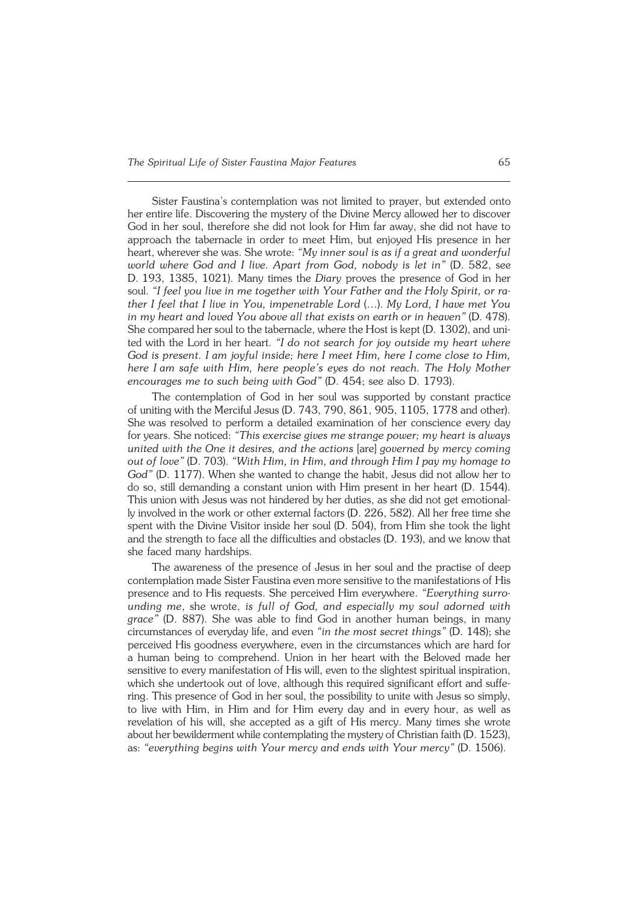Sister Faustina's contemplation was not limited to prayer, but extended onto her entire life. Discovering the mystery of the Divine Mercy allowed her to discover God in her soul, therefore she did not look for Him far away, she did not have to approach the tabernacle in order to meet Him, but enjoyed His presence in her heart, wherever she was. She wrote: *"My inner soul is as if a great and wonderful world where God and I live. Apart from God, nobody is let in"* (D. 582, see D. 193, 1385, 1021). Many times the *Diary* proves the presence of God in her soul. *"I feel you live in me together with Your Father and the Holy Spirit, or rather I feel that I live in You, impenetrable Lord (…). My Lord, I have met You in my heart and loved You above all that exists on earth or in heaven"* (D. 478). She compared her soul to the tabernacle, where the Host is kept (D. 1302), and united with the Lord in her heart. *"I do not search for joy outside my heart where God is present. I am joyful inside; here I meet Him, here I come close to Him, here I am safe with Him, here people's eyes do not reach. The Holy Mother encourages me to such being with God"* (D. 454; see also D. 1793).

The contemplation of God in her soul was supported by constant practice of uniting with the Merciful Jesus (D. 743, 790, 861, 905, 1105, 1778 and other). She was resolved to perform a detailed examination of her conscience every day for years. She noticed: *"This exercise gives me strange power; my heart is always united with the One it desires, and the actions* [are] *governed by mercy coming out of love"* (D. 703). *"With Him, in Him, and through Him I pay my homage to God"* (D. 1177). When she wanted to change the habit, Jesus did not allow her to do so, still demanding a constant union with Him present in her heart (D. 1544). This union with Jesus was not hindered by her duties, as she did not get emotionally involved in the work or other external factors (D. 226, 582). All her free time she spent with the Divine Visitor inside her soul (D. 504), from Him she took the light and the strength to face all the difficulties and obstacles (D. 193), and we know that she faced many hardships.

The awareness of the presence of Jesus in her soul and the practise of deep contemplation made Sister Faustina even more sensitive to the manifestations of His presence and to His requests. She perceived Him everywhere. *"Everything surrounding me*, she wrote, *is full of God, and especially my soul adorned with grace"* (D. 887). She was able to find God in another human beings, in many circumstances of everyday life, and even *"in the most secret things"* (D. 148); she perceived His goodness everywhere, even in the circumstances which are hard for a human being to comprehend. Union in her heart with the Beloved made her sensitive to every manifestation of His will, even to the slightest spiritual inspiration, which she undertook out of love, although this required significant effort and suffering. This presence of God in her soul, the possibility to unite with Jesus so simply, to live with Him, in Him and for Him every day and in every hour, as well as revelation of his will, she accepted as a gift of His mercy. Many times she wrote about her bewilderment while contemplating the mystery of Christian faith (D. 1523), as: *"everything begins with Your mercy and ends with Your mercy"* (D. 1506).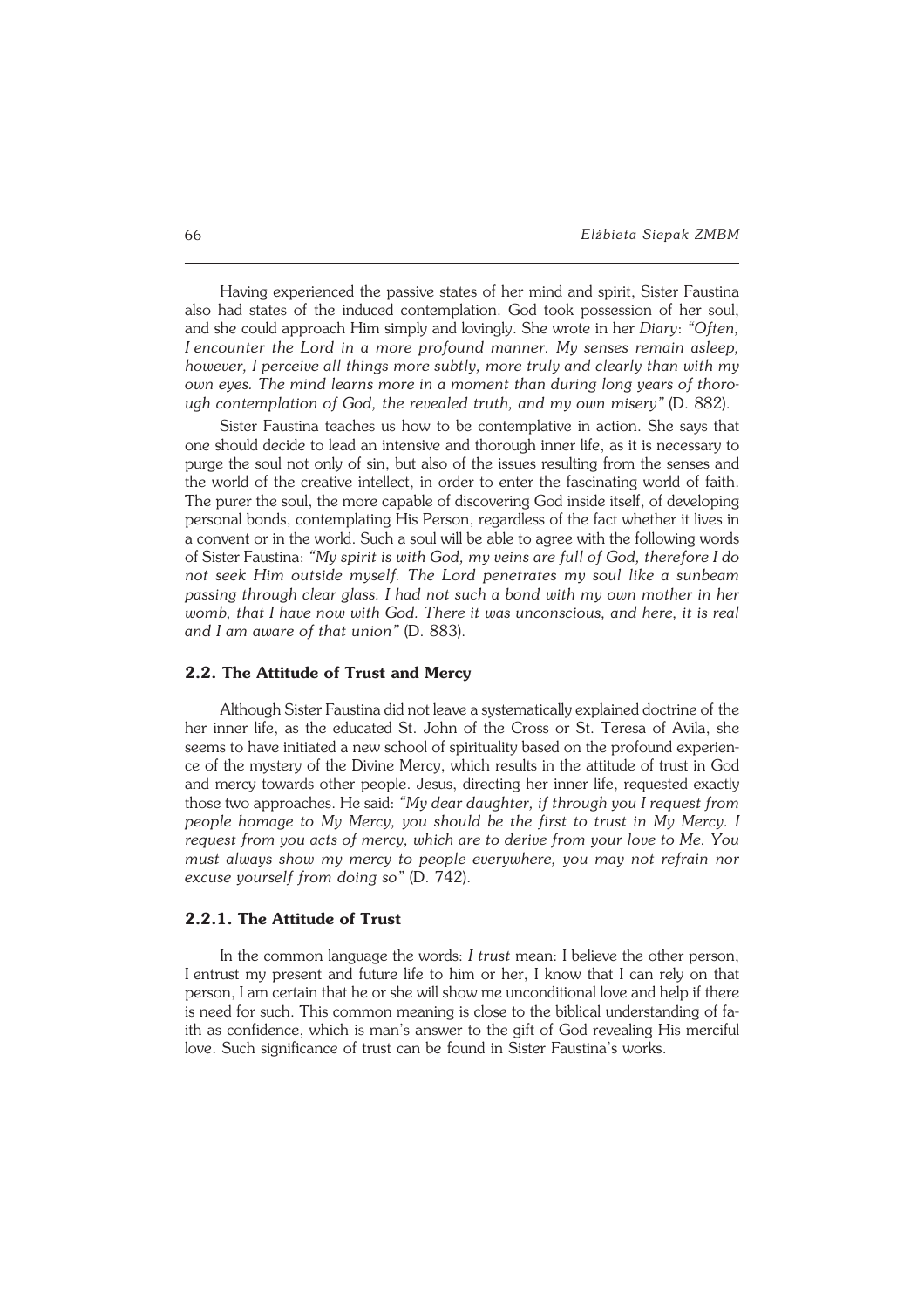Having experienced the passive states of her mind and spirit, Sister Faustina also had states of the induced contemplation. God took possession of her soul, and she could approach Him simply and lovingly. She wrote in her *Diary*: *"Often, I encounter the Lord in a more profound manner. My senses remain asleep, however, I perceive all things more subtly, more truly and clearly than with my own eyes. The mind learns more in a moment than during long years of thorough contemplation of God, the revealed truth, and my own misery"* (D. 882).

Sister Faustina teaches us how to be contemplative in action. She says that one should decide to lead an intensive and thorough inner life, as it is necessary to purge the soul not only of sin, but also of the issues resulting from the senses and the world of the creative intellect, in order to enter the fascinating world of faith. The purer the soul, the more capable of discovering God inside itself, of developing personal bonds, contemplating His Person, regardless of the fact whether it lives in a convent or in the world. Such a soul will be able to agree with the following words of Sister Faustina: *"My spirit is with God, my veins are full of God, therefore I do not seek Him outside myself. The Lord penetrates my soul like a sunbeam passing through clear glass. I had not such a bond with my own mother in her womb, that I have now with God. There it was unconscious, and here, it is real and I am aware of that union"* (D. 883).

### 2.2. The Attitude of Trust and Mercy

Although Sister Faustina did not leave a systematically explained doctrine of the her inner life, as the educated St. John of the Cross or St. Teresa of Avila, she seems to have initiated a new school of spirituality based on the profound experience of the mystery of the Divine Mercy, which results in the attitude of trust in God and mercy towards other people. Jesus, directing her inner life, requested exactly those two approaches. He said: *"My dear daughter, if through you I request from people homage to My Mercy, you should be the first to trust in My Mercy. I request from you acts of mercy, which are to derive from your love to Me. You must always show my mercy to people everywhere, you may not refrain nor excuse yourself from doing so"* (D. 742).

#### 2.2.1. The Attitude of Trust

In the common language the words: *I trust* mean: I believe the other person, I entrust my present and future life to him or her, I know that I can rely on that person, I am certain that he or she will show me unconditional love and help if there is need for such. This common meaning is close to the biblical understanding of faith as confidence, which is man's answer to the gift of God revealing His merciful love. Such significance of trust can be found in Sister Faustina's works.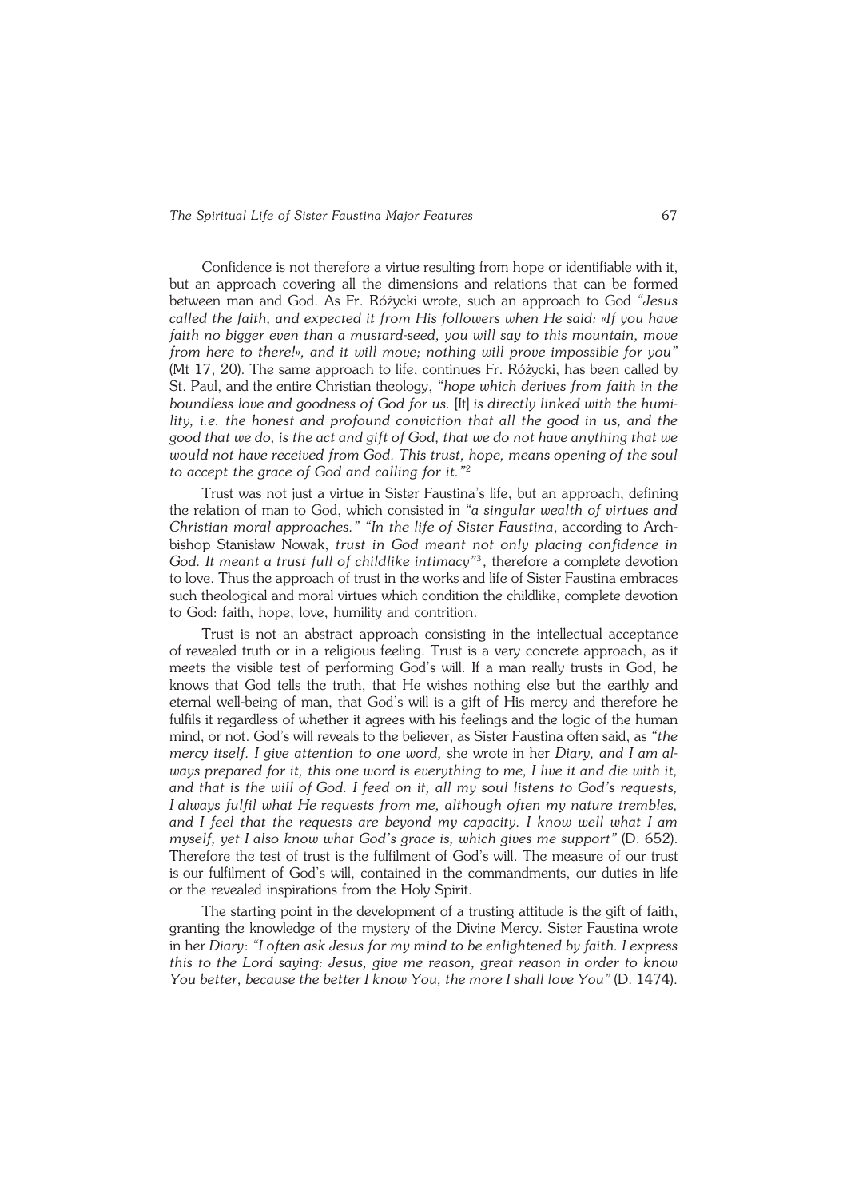Confidence is not therefore a virtue resulting from hope or identifiable with it, but an approach covering all the dimensions and relations that can be formed between man and God. As Fr. Różycki wrote, such an approach to God *"Jesus called the faith, and expected it from His followers when He said: «If you have faith no bigger even than a mustard-seed, you will say to this mountain, move from here to there!», and it will move; nothing will prove impossible for you"* (Mt 17, 20). The same approach to life, continues Fr. Różycki, has been called by St. Paul, and the entire Christian theology, *"hope which derives from faith in the boundless love and goodness of God for us.* [It] *is directly linked with the humility, i.e. the honest and profound conviction that all the good in us, and the good that we do, is the act and gift of God, that we do not have anything that we would not have received from God. This trust, hope, means opening of the soul to accept the grace of God and calling for it."*[2]

Trust was not just a virtue in Sister Faustina's life, but an approach, defining the relation of man to God, which consisted in *"a singular wealth of virtues and Christian moral approaches." "In the life of Sister Faustina*, according to Archbishop Stanisław Nowak, *trust in God meant not only placing confidence in God. It meant a trust full of childlike intimacy"*[3], therefore a complete devotion to love. Thus the approach of trust in the works and life of Sister Faustina embraces such theological and moral virtues which condition the childlike, complete devotion to God: faith, hope, love, humility and contrition.

Trust is not an abstract approach consisting in the intellectual acceptance of revealed truth or in a religious feeling. Trust is a very concrete approach, as it meets the visible test of performing God's will. If a man really trusts in God, he knows that God tells the truth, that He wishes nothing else but the earthly and eternal well-being of man, that God's will is a gift of His mercy and therefore he fulfils it regardless of whether it agrees with his feelings and the logic of the human mind, or not. God's will reveals to the believer, as Sister Faustina often said, as *"the mercy itself. I give attention to one word,* she wrote in her *Diary, and I am always prepared for it, this one word is everything to me, I live it and die with it, and that is the will of God. I feed on it, all my soul listens to God's requests, I always fulfil what He requests from me, although often my nature trembles, and I feel that the requests are beyond my capacity. I know well what I am myself, yet I also know what God's grace is, which gives me support"* (D. 652). Therefore the test of trust is the fulfilment of God's will. The measure of our trust is our fulfilment of God's will, contained in the commandments, our duties in life or the revealed inspirations from the Holy Spirit.

The starting point in the development of a trusting attitude is the gift of faith, granting the knowledge of the mystery of the Divine Mercy. Sister Faustina wrote in her *Diary*: *"I often ask Jesus for my mind to be enlightened by faith. I express this to the Lord saying: Jesus, give me reason, great reason in order to know You better, because the better I know You, the more I shall love You"* (D. 1474).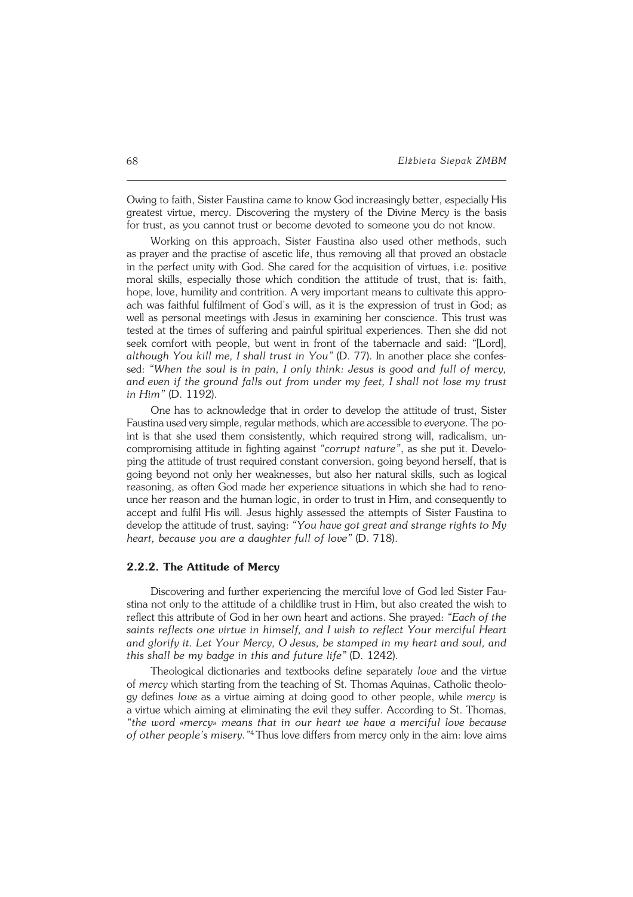Owing to faith, Sister Faustina came to know God increasingly better, especially His greatest virtue, mercy. Discovering the mystery of the Divine Mercy is the basis for trust, as you cannot trust or become devoted to someone you do not know.

Working on this approach, Sister Faustina also used other methods, such as prayer and the practise of ascetic life, thus removing all that proved an obstacle in the perfect unity with God. She cared for the acquisition of virtues, i.e. positive moral skills, especially those which condition the attitude of trust, that is: faith, hope, love, humility and contrition. A very important means to cultivate this approach was faithful fulfilment of God's will, as it is the expression of trust in God; as well as personal meetings with Jesus in examining her conscience. This trust was tested at the times of suffering and painful spiritual experiences. Then she did not seek comfort with people, but went in front of the tabernacle and said: "[Lord], *although You kill me, I shall trust in You"* (D. 77). In another place she confessed: *"When the soul is in pain, I only think: Jesus is good and full of mercy, and even if the ground falls out from under my feet, I shall not lose my trust in Him"* (D. 1192).

One has to acknowledge that in order to develop the attitude of trust, Sister Faustina used very simple, regular methods, which are accessible to everyone. The point is that she used them consistently, which required strong will, radicalism, uncompromising attitude in fighting against *"corrupt nature"*, as she put it. Developing the attitude of trust required constant conversion, going beyond herself, that is going beyond not only her weaknesses, but also her natural skills, such as logical reasoning, as often God made her experience situations in which she had to renounce her reason and the human logic, in order to trust in Him, and consequently to accept and fulfil His will. Jesus highly assessed the attempts of Sister Faustina to develop the attitude of trust, saying: *"You have got great and strange rights to My heart, because you are a daughter full of love"* (D. 718).

### 2.2.2. The Attitude of Mercy

Discovering and further experiencing the merciful love of God led Sister Faustina not only to the attitude of a childlike trust in Him, but also created the wish to reflect this attribute of God in her own heart and actions. She prayed: *"Each of the saints reflects one virtue in himself, and I wish to reflect Your merciful Heart and glorify it. Let Your Mercy, O Jesus, be stamped in my heart and soul, and this shall be my badge in this and future life"* (D. 1242).

Theological dictionaries and textbooks define separately *love* and the virtue of *mercy* which starting from the teaching of St. Thomas Aquinas, Catholic theology defines *love* as a virtue aiming at doing good to other people, while *mercy* is a virtue which aiming at eliminating the evil they suffer. According to St. Thomas, *"the word «mercy» means that in our heart we have a merciful love because of other people's misery."*[4] Thus love differs from mercy only in the aim: love aims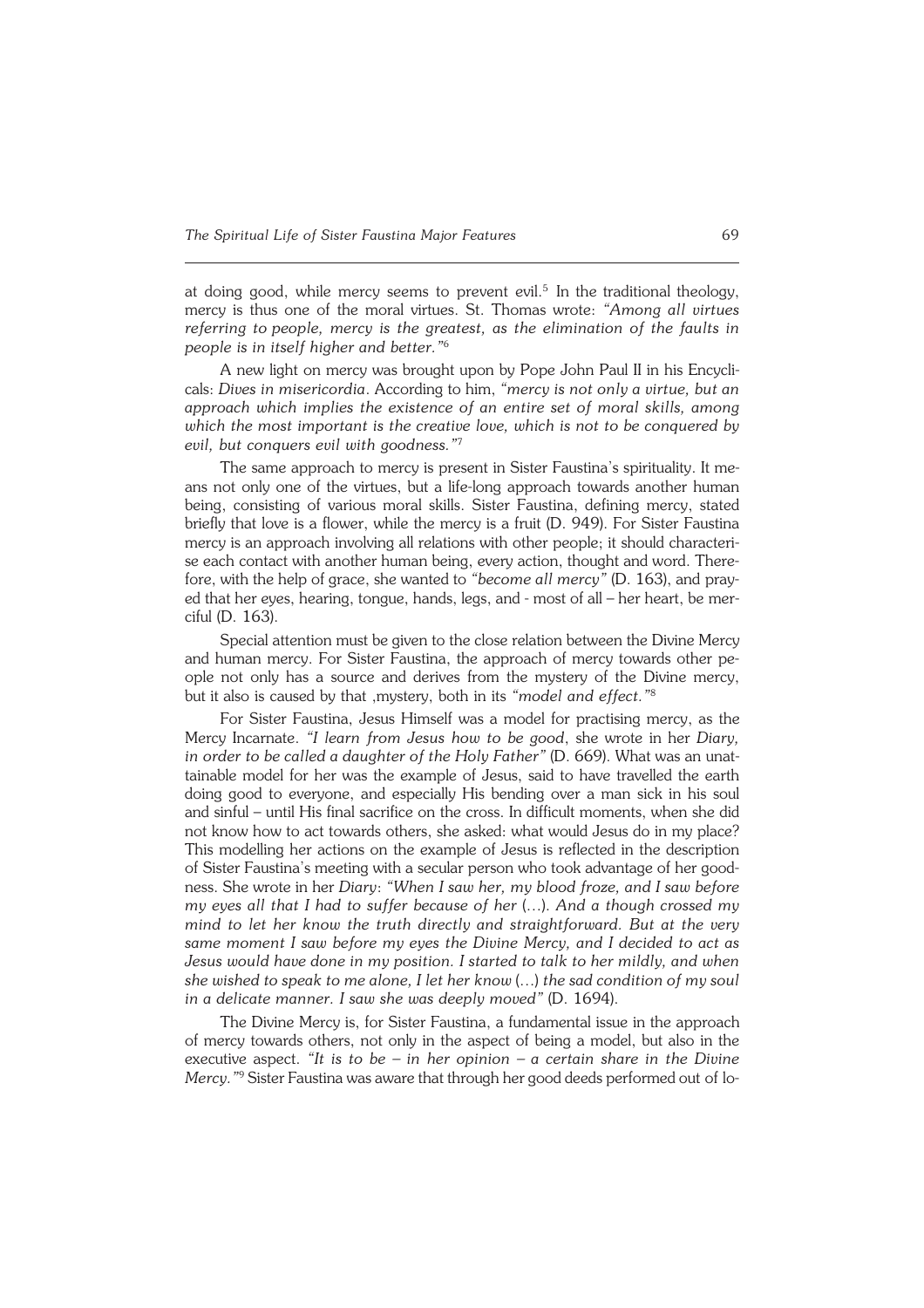at doing good, while mercy seems to prevent evil.[5] In the traditional theology, mercy is thus one of the moral virtues. St. Thomas wrote: *"Among all virtues referring to people, mercy is the greatest, as the elimination of the faults in people is in itself higher and better."*[6]

A new light on mercy was brought upon by Pope John Paul II in his Encyclicals: *Dives in misericordia*. According to him, *"mercy is not only a virtue, but an approach which implies the existence of an entire set of moral skills, among which the most important is the creative love, which is not to be conquered by evil, but conquers evil with goodness."*[7]

The same approach to mercy is present in Sister Faustina's spirituality. It means not only one of the virtues, but a life-long approach towards another human being, consisting of various moral skills. Sister Faustina, defining mercy, stated briefly that love is a flower, while the mercy is a fruit (D. 949). For Sister Faustina mercy is an approach involving all relations with other people; it should characterise each contact with another human being, every action, thought and word. Therefore, with the help of grace, she wanted to *"become all mercy"* (D. 163), and prayed that her eyes, hearing, tongue, hands, legs, and - most of all – her heart, be merciful (D. 163).

Special attention must be given to the close relation between the Divine Mercy and human mercy. For Sister Faustina, the approach of mercy towards other people not only has a source and derives from the mystery of the Divine mercy, but it also is caused by that ‚mystery, both in its *"model and effect."*[8]

For Sister Faustina, Jesus Himself was a model for practising mercy, as the Mercy Incarnate. *"I learn from Jesus how to be good*, she wrote in her *Diary, in order to be called a daughter of the Holy Father"* (D. 669). What was an unattainable model for her was the example of Jesus, said to have travelled the earth doing good to everyone, and especially His bending over a man sick in his soul and sinful – until His final sacrifice on the cross. In difficult moments, when she did not know how to act towards others, she asked: what would Jesus do in my place? This modelling her actions on the example of Jesus is reflected in the description of Sister Faustina's meeting with a secular person who took advantage of her goodness. She wrote in her *Diary*: *"When I saw her, my blood froze, and I saw before my eyes all that I had to suffer because of her* (…)*. And a though crossed my mind to let her know the truth directly and straightforward. But at the very same moment I saw before my eyes the Divine Mercy, and I decided to act as Jesus would have done in my position. I started to talk to her mildly, and when she wished to speak to me alone, I let her know* (…) *the sad condition of my soul in a delicate manner. I saw she was deeply moved"* (D. 1694).

The Divine Mercy is, for Sister Faustina, a fundamental issue in the approach of mercy towards others, not only in the aspect of being a model, but also in the executive aspect. *"It is to be – in her opinion – a certain share in the Divine Mercy."*[9] Sister Faustina was aware that through her good deeds performed out of lo-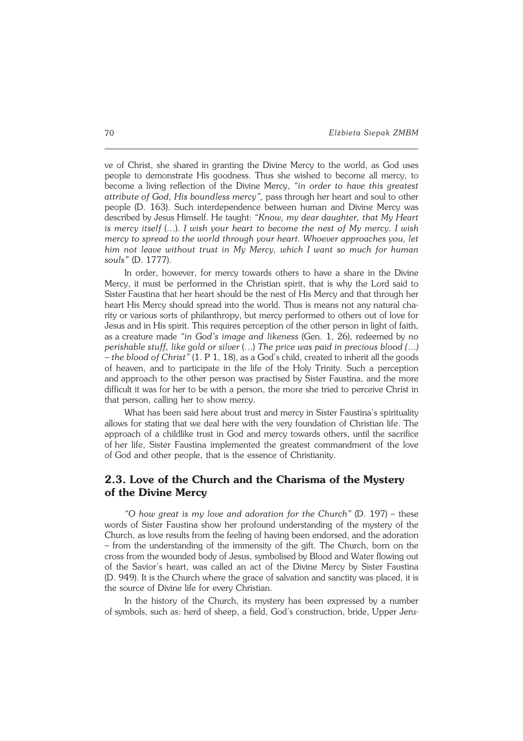ve of Christ, she shared in granting the Divine Mercy to the world, as God uses people to demonstrate His goodness. Thus she wished to become all mercy, to become a living reflection of the Divine Mercy, *"in order to have this greatest attribute of God, His boundless mercy",* pass through her heart and soul to other people (D. 163). Such interdependence between human and Divine Mercy was described by Jesus Himself. He taught: *"Know, my dear daughter, that My Heart is mercy itself* (...). *I wish your heart to become the nest of My mercy. I wish mercy to spread to the world through your heart. Whoever approaches you, let him not leave without trust in My Mercy, which I want so much for human souls"* (D. 1777).

In order, however, for mercy towards others to have a share in the Divine Mercy, it must be performed in the Christian spirit, that is why the Lord said to Sister Faustina that her heart should be the nest of His Mercy and that through her heart His Mercy should spread into the world. Thus is means not any natural charity or various sorts of philanthropy, but mercy performed to others out of love for Jesus and in His spirit. This requires perception of the other person in light of faith, as a creature made *"in God's image and likeness* (Gen. 1, 26), redeemed by *no perishable stuff, like gold or silver* (...) *The price was paid in precious blood (...) – the blood of Christ"* (1. P 1, 18), as a God's child, created to inherit all the goods of heaven, and to participate in the life of the Holy Trinity. Such a perception and approach to the other person was practised by Sister Faustina, and the more difficult it was for her to be with a person, the more she tried to perceive Christ in that person, calling her to show mercy.

What has been said here about trust and mercy in Sister Faustina's spirituality allows for stating that we deal here with the very foundation of Christian life. The approach of a childlike trust in God and mercy towards others, until the sacrifice of her life, Sister Faustina implemented the greatest commandment of the love of God and other people, that is the essence of Christianity.

## 2.3. Love of the Church and the Charisma of the Mystery of the Divine Mercy

*"O how great is my love and adoration for the Church"* (D. 197) – these words of Sister Faustina show her profound understanding of the mystery of the Church, as love results from the feeling of having been endorsed, and the adoration – from the understanding of the immensity of the gift. The Church, born on the cross from the wounded body of Jesus, symbolised by Blood and Water flowing out of the Savior's heart, was called an act of the Divine Mercy by Sister Faustina (D. 949). It is the Church where the grace of salvation and sanctity was placed, it is the source of Divine life for every Christian.

In the history of the Church, its mystery has been expressed by a number of symbols, such as: herd of sheep, a field, God's construction, bride, Upper Jeru-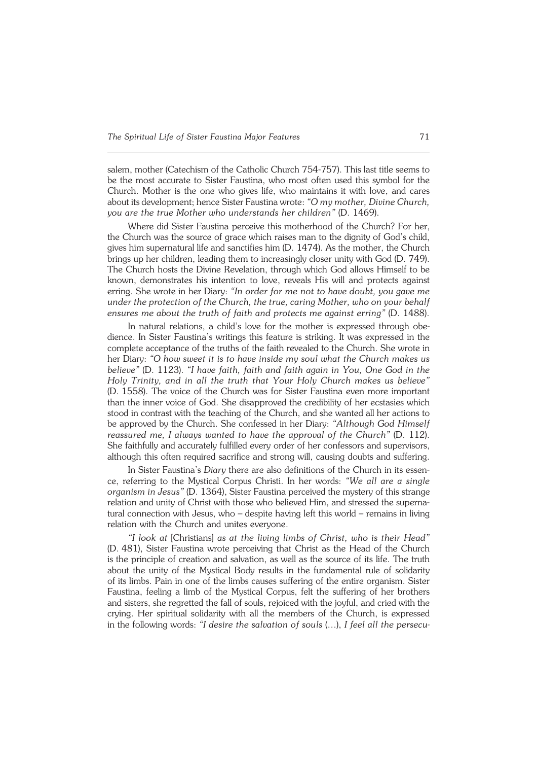salem, mother (Catechism of the Catholic Church 754-757). This last title seems to be the most accurate to Sister Faustina, who most often used this symbol for the Church. Mother is the one who gives life, who maintains it with love, and cares about its development; hence Sister Faustina wrote: *"O my mother, Divine Church, you are the true Mother who understands her children"* (D. 1469).

Where did Sister Faustina perceive this motherhood of the Church? For her, the Church was the source of grace which raises man to the dignity of God's child, gives him supernatural life and sanctifies him (D. 1474). As the mother, the Church brings up her children, leading them to increasingly closer unity with God (D. 749). The Church hosts the Divine Revelation, through which God allows Himself to be known, demonstrates his intention to love, reveals His will and protects against erring. She wrote in her Diary: *"In order for me not to have doubt, you gave me under the protection of the Church, the true, caring Mother, who on your behalf ensures me about the truth of faith and protects me against erring"* (D. 1488).

In natural relations, a child's love for the mother is expressed through obedience. In Sister Faustina's writings this feature is striking. It was expressed in the complete acceptance of the truths of the faith revealed to the Church. She wrote in her Diary: *"O how sweet it is to have inside my soul what the Church makes us believe"* (D. 1123). *"I have faith, faith and faith again in You, One God in the Holy Trinity, and in all the truth that Your Holy Church makes us believe"* (D. 1558). The voice of the Church was for Sister Faustina even more important than the inner voice of God. She disapproved the credibility of her ecstasies which stood in contrast with the teaching of the Church, and she wanted all her actions to be approved by the Church. She confessed in her Diary: *"Although God Himself reassured me, I always wanted to have the approval of the Church"* (D. 112). She faithfully and accurately fulfilled every order of her confessors and supervisors, although this often required sacrifice and strong will, causing doubts and suffering.

In Sister Faustina's *Diary* there are also definitions of the Church in its essence, referring to the Mystical Corpus Christi. In her words: *"We all are a single organism in Jesus"* (D. 1364), Sister Faustina perceived the mystery of this strange relation and unity of Christ with those who believed Him, and stressed the supernatural connection with Jesus, who – despite having left this world – remains in living relation with the Church and unites everyone.

*"I look at* [Christians] *as at the living limbs of Christ, who is their Head"* (D. 481), Sister Faustina wrote perceiving that Christ as the Head of the Church is the principle of creation and salvation, as well as the source of its life. The truth about the unity of the Mystical Body results in the fundamental rule of solidarity of its limbs. Pain in one of the limbs causes suffering of the entire organism. Sister Faustina, feeling a limb of the Mystical Corpus, felt the suffering of her brothers and sisters, she regretted the fall of souls, rejoiced with the joyful, and cried with the crying. Her spiritual solidarity with all the members of the Church, is expressed in the following words: *"I desire the salvation of souls* (…), *I feel all the persecu-*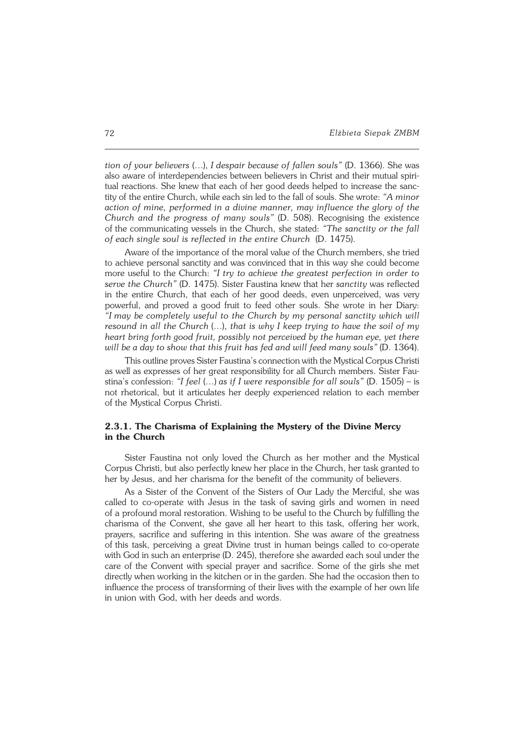*tion of your believers* (...), *I despair because of fallen souls"* (D. 1366). She was also aware of interdependencies between believers in Christ and their mutual spiritual reactions. She knew that each of her good deeds helped to increase the sanctity of the entire Church, while each sin led to the fall of souls. She wrote: *"A minor action of mine, performed in a divine manner, may influence the glory of the Church and the progress of many souls"* (D. 508). Recognising the existence of the communicating vessels in the Church, she stated: *"The sanctity or the fall of each single soul is reflected in the entire Church* (D. 1475).

Aware of the importance of the moral value of the Church members, she tried to achieve personal sanctity and was convinced that in this way she could become more useful to the Church: *"I try to achieve the greatest perfection in order to serve the Church"* (D. 1475). Sister Faustina knew that her *sanctity* was reflected in the entire Church, that each of her good deeds, even unperceived, was very powerful, and proved a good fruit to feed other souls. She wrote in her Diary: *"I may be completely useful to the Church by my personal sanctity which will resound in all the Church* (...), *that is why I keep trying to have the soil of my heart bring forth good fruit, possibly not perceived by the human eye, yet there will be a day to show that this fruit has fed and will feed many souls"* (D. 1364).

This outline proves Sister Faustina's connection with the Mystical Corpus Christi as well as expresses of her great responsibility for all Church members. Sister Faustina's confession: *"I feel* (...) *as if I were responsible for all souls"* (D. 1505) – is not rhetorical, but it articulates her deeply experienced relation to each member of the Mystical Corpus Christi.

### 2.3.1. The Charisma of Explaining the Mystery of the Divine Mercy in the Church

Sister Faustina not only loved the Church as her mother and the Mystical Corpus Christi, but also perfectly knew her place in the Church, her task granted to her by Jesus, and her charisma for the benefit of the community of believers.

As a Sister of the Convent of the Sisters of Our Lady the Merciful, she was called to co-operate with Jesus in the task of saving girls and women in need of a profound moral restoration. Wishing to be useful to the Church by fulfilling the charisma of the Convent, she gave all her heart to this task, offering her work, prayers, sacrifice and suffering in this intention. She was aware of the greatness of this task, perceiving a great Divine trust in human beings called to co-operate with God in such an enterprise (D. 245), therefore she awarded each soul under the care of the Convent with special prayer and sacrifice. Some of the girls she met directly when working in the kitchen or in the garden. She had the occasion then to influence the process of transforming of their lives with the example of her own life in union with God, with her deeds and words.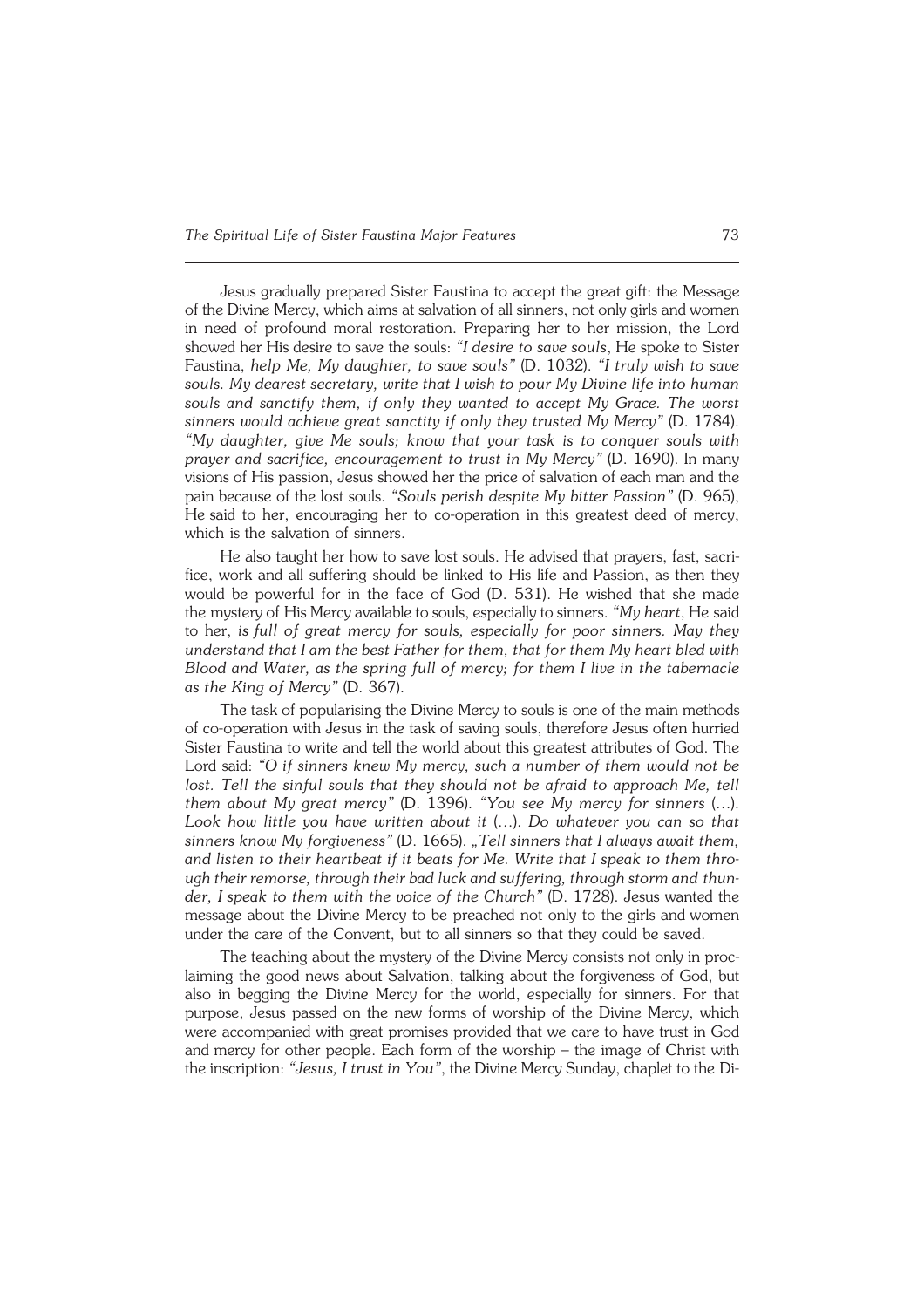Jesus gradually prepared Sister Faustina to accept the great gift: the Message of the Divine Mercy, which aims at salvation of all sinners, not only girls and women in need of profound moral restoration. Preparing her to her mission, the Lord showed her His desire to save the souls: *"I desire to save souls*, He spoke to Sister Faustina, *help Me, My daughter, to save souls"* (D. 1032). *"I truly wish to save souls. My dearest secretary, write that I wish to pour My Divine life into human souls and sanctify them, if only they wanted to accept My Grace. The worst sinners would achieve great sanctity if only they trusted My Mercy"* (D. 1784). *"My daughter, give Me souls; know that your task is to conquer souls with prayer and sacrifice, encouragement to trust in My Mercy"* (D. 1690). In many visions of His passion, Jesus showed her the price of salvation of each man and the pain because of the lost souls. *"Souls perish despite My bitter Passion"* (D. 965), He said to her, encouraging her to co-operation in this greatest deed of mercy, which is the salvation of sinners.

He also taught her how to save lost souls. He advised that prayers, fast, sacrifice, work and all suffering should be linked to His life and Passion, as then they would be powerful for in the face of God (D. 531). He wished that she made the mystery of His Mercy available to souls, especially to sinners. *"My heart*, He said to her, *is full of great mercy for souls, especially for poor sinners. May they understand that I am the best Father for them, that for them My heart bled with Blood and Water, as the spring full of mercy; for them I live in the tabernacle as the King of Mercy"* (D. 367).

The task of popularising the Divine Mercy to souls is one of the main methods of co-operation with Jesus in the task of saving souls, therefore Jesus often hurried Sister Faustina to write and tell the world about this greatest attributes of God. The Lord said: *"O if sinners knew My mercy, such a number of them would not be lost. Tell the sinful souls that they should not be afraid to approach Me, tell them about My great mercy"* (D. 1396). *"You see My mercy for sinners* (…). *Look how little you have written about it* (…). *Do whatever you can so that sinners know My forgiveness"* (D. 1665). *„Tell sinners that I always await them, and listen to their heartbeat if it beats for Me. Write that I speak to them through their remorse, through their bad luck and suffering, through storm and thunder, I speak to them with the voice of the Church"* (D. 1728). Jesus wanted the message about the Divine Mercy to be preached not only to the girls and women under the care of the Convent, but to all sinners so that they could be saved.

The teaching about the mystery of the Divine Mercy consists not only in proclaiming the good news about Salvation, talking about the forgiveness of God, but also in begging the Divine Mercy for the world, especially for sinners. For that purpose, Jesus passed on the new forms of worship of the Divine Mercy, which were accompanied with great promises provided that we care to have trust in God and mercy for other people. Each form of the worship – the image of Christ with the inscription: *"Jesus, I trust in You"*, the Divine Mercy Sunday, chaplet to the Di-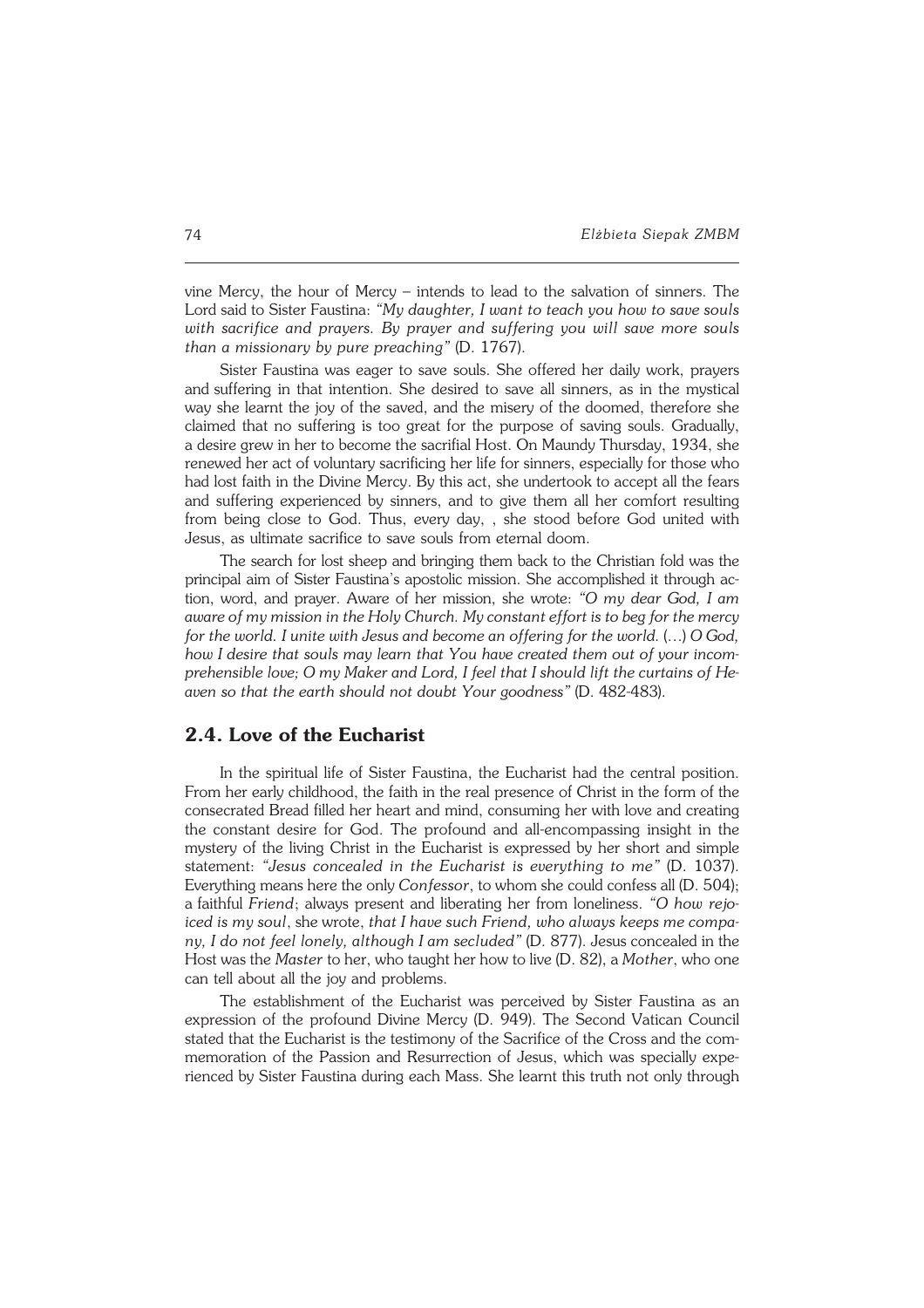vine Mercy, the hour of Mercy – intends to lead to the salvation of sinners. The Lord said to Sister Faustina: *"My daughter, I want to teach you how to save souls with sacrifice and prayers. By prayer and suffering you will save more souls than a missionary by pure preaching"* (D. 1767).

Sister Faustina was eager to save souls. She offered her daily work, prayers and suffering in that intention. She desired to save all sinners, as in the mystical way she learnt the joy of the saved, and the misery of the doomed, therefore she claimed that no suffering is too great for the purpose of saving souls. Gradually, a desire grew in her to become the sacrifial Host. On Maundy Thursday, 1934, she renewed her act of voluntary sacrificing her life for sinners, especially for those who had lost faith in the Divine Mercy. By this act, she undertook to accept all the fears and suffering experienced by sinners, and to give them all her comfort resulting from being close to God. Thus, every day, , she stood before God united with Jesus, as ultimate sacrifice to save souls from eternal doom.

The search for lost sheep and bringing them back to the Christian fold was the principal aim of Sister Faustina's apostolic mission. She accomplished it through action, word, and prayer. Aware of her mission, she wrote: *"O my dear God, I am aware of my mission in the Holy Church. My constant effort is to beg for the mercy for the world. I unite with Jesus and become an offering for the world.* (…) *O God, how I desire that souls may learn that You have created them out of your incomprehensible love; O my Maker and Lord, I feel that I should lift the curtains of Heaven so that the earth should not doubt Your goodness"* (D. 482-483).

## 2.4. Love of the Eucharist

In the spiritual life of Sister Faustina, the Eucharist had the central position. From her early childhood, the faith in the real presence of Christ in the form of the consecrated Bread filled her heart and mind, consuming her with love and creating the constant desire for God. The profound and all-encompassing insight in the mystery of the living Christ in the Eucharist is expressed by her short and simple statement: *"Jesus concealed in the Eucharist is everything to me"* (D. 1037). Everything means here the only *Confessor*, to whom she could confess all (D. 504); a faithful *Friend*; always present and liberating her from loneliness. *"O how rejoiced is my soul*, she wrote, *that I have such Friend, who always keeps me company, I do not feel lonely, although I am secluded"* (D. 877). Jesus concealed in the Host was the *Master* to her, who taught her how to live (D. 82), a *Mother*, who one can tell about all the joy and problems.

The establishment of the Eucharist was perceived by Sister Faustina as an expression of the profound Divine Mercy (D. 949). The Second Vatican Council stated that the Eucharist is the testimony of the Sacrifice of the Cross and the commemoration of the Passion and Resurrection of Jesus, which was specially experienced by Sister Faustina during each Mass. She learnt this truth not only through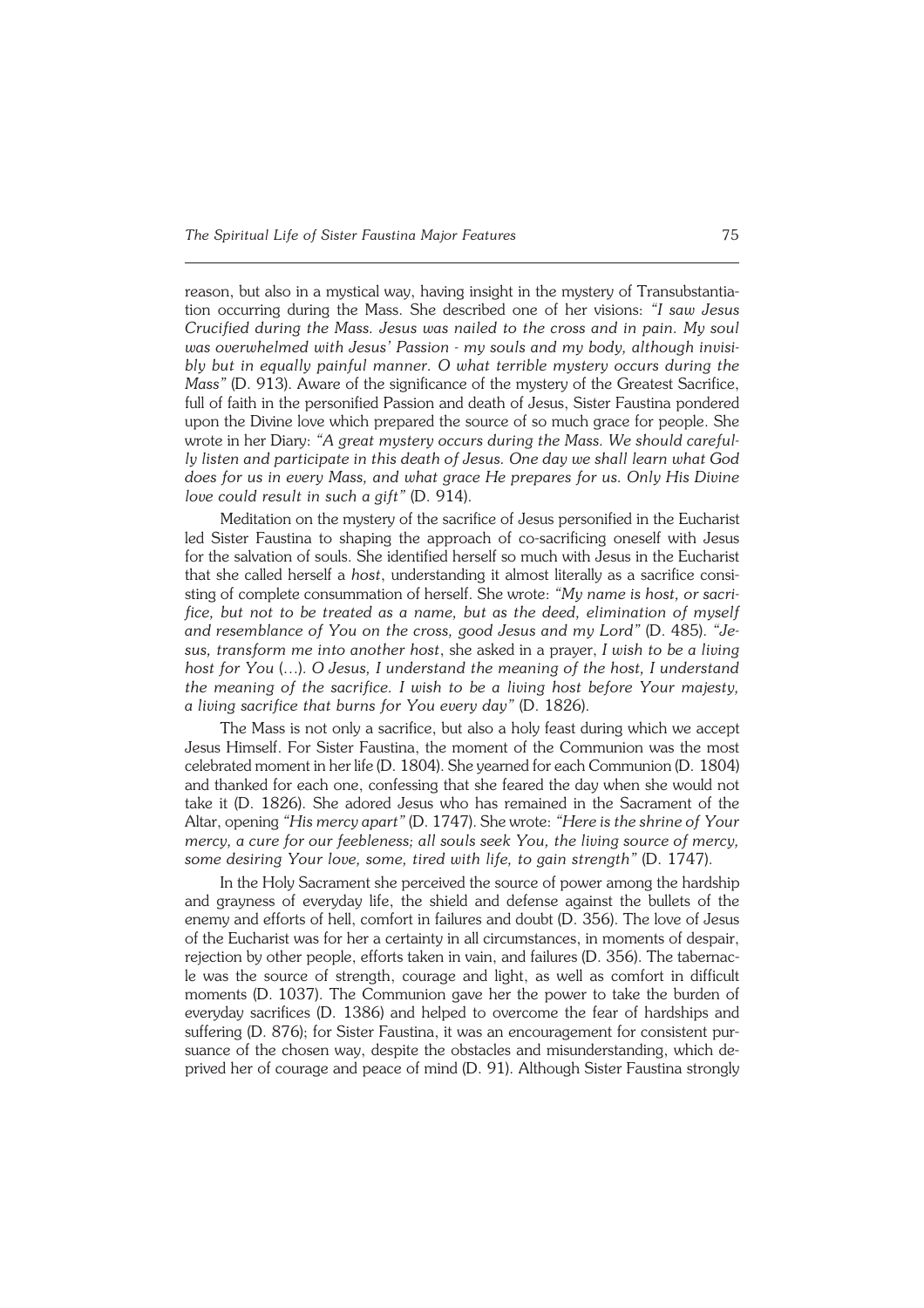reason, but also in a mystical way, having insight in the mystery of Transubstantiation occurring during the Mass. She described one of her visions: *"I saw Jesus Crucified during the Mass. Jesus was nailed to the cross and in pain. My soul was overwhelmed with Jesus' Passion - my souls and my body, although invisibly but in equally painful manner. O what terrible mystery occurs during the Mass"* (D. 913). Aware of the significance of the mystery of the Greatest Sacrifice, full of faith in the personified Passion and death of Jesus, Sister Faustina pondered upon the Divine love which prepared the source of so much grace for people. She wrote in her Diary: *"A great mystery occurs during the Mass. We should carefully listen and participate in this death of Jesus. One day we shall learn what God does for us in every Mass, and what grace He prepares for us. Only His Divine love could result in such a gift"* (D. 914).

Meditation on the mystery of the sacrifice of Jesus personified in the Eucharist led Sister Faustina to shaping the approach of co-sacrificing oneself with Jesus for the salvation of souls. She identified herself so much with Jesus in the Eucharist that she called herself a *host*, understanding it almost literally as a sacrifice consisting of complete consummation of herself. She wrote: *"My name is host, or sacrifice, but not to be treated as a name, but as the deed, elimination of myself and resemblance of You on the cross, good Jesus and my Lord"* (D. 485). *"Jesus, transform me into another host*, she asked in a prayer, *I wish to be a living host for You* (...). *O Jesus, I understand the meaning of the host, I understand the meaning of the sacrifice. I wish to be a living host before Your majesty, a living sacrifice that burns for You every day"* (D. 1826).

The Mass is not only a sacrifice, but also a holy feast during which we accept Jesus Himself. For Sister Faustina, the moment of the Communion was the most celebrated moment in her life (D. 1804). She yearned for each Communion (D. 1804) and thanked for each one, confessing that she feared the day when she would not take it (D. 1826). She adored Jesus who has remained in the Sacrament of the Altar, opening *"His mercy apart"* (D. 1747). She wrote: *"Here is the shrine of Your mercy, a cure for our feebleness; all souls seek You, the living source of mercy, some desiring Your love, some, tired with life, to gain strength"* (D. 1747).

In the Holy Sacrament she perceived the source of power among the hardship and grayness of everyday life, the shield and defense against the bullets of the enemy and efforts of hell, comfort in failures and doubt (D. 356). The love of Jesus of the Eucharist was for her a certainty in all circumstances, in moments of despair, rejection by other people, efforts taken in vain, and failures (D. 356). The tabernacle was the source of strength, courage and light, as well as comfort in difficult moments (D. 1037). The Communion gave her the power to take the burden of everyday sacrifices (D. 1386) and helped to overcome the fear of hardships and suffering (D. 876); for Sister Faustina, it was an encouragement for consistent pursuance of the chosen way, despite the obstacles and misunderstanding, which deprived her of courage and peace of mind (D. 91). Although Sister Faustina strongly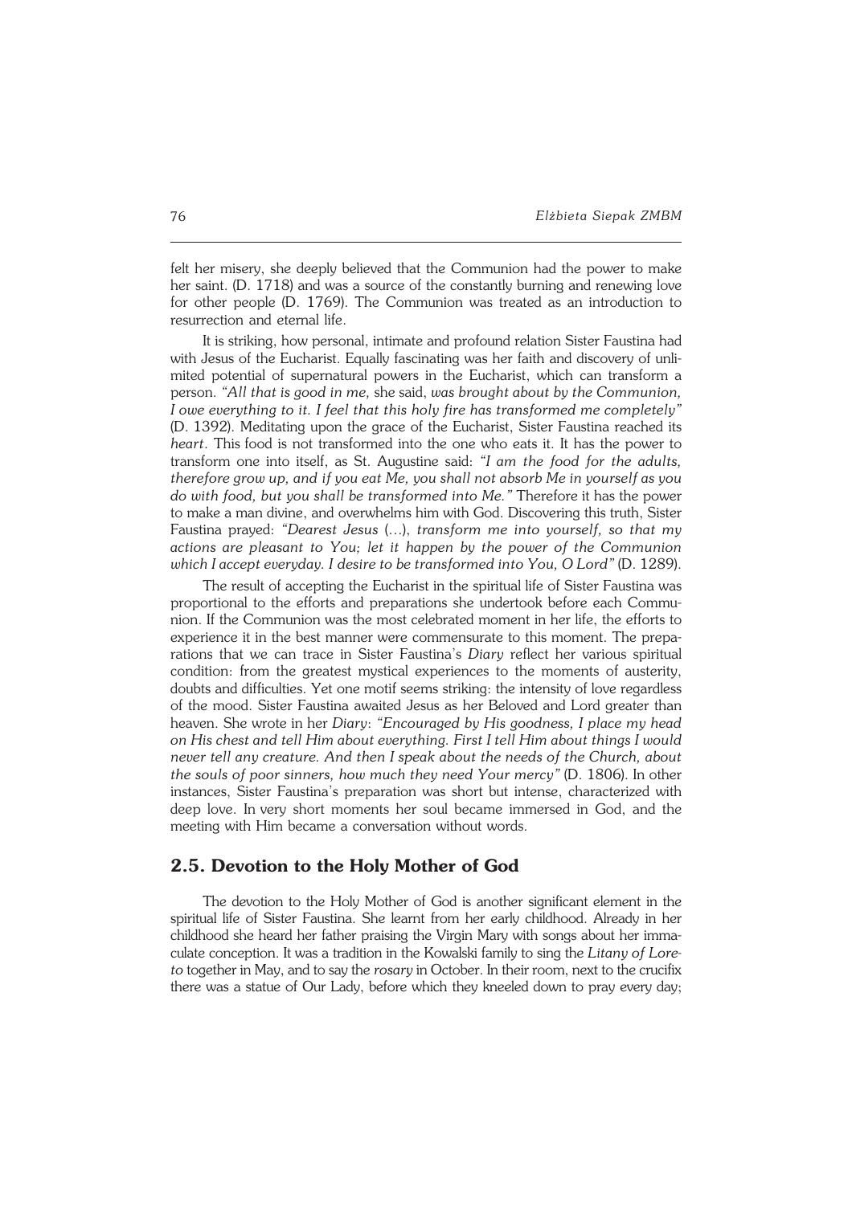felt her misery, she deeply believed that the Communion had the power to make her saint. (D. 1718) and was a source of the constantly burning and renewing love for other people (D. 1769). The Communion was treated as an introduction to resurrection and eternal life.

It is striking, how personal, intimate and profound relation Sister Faustina had with Jesus of the Eucharist. Equally fascinating was her faith and discovery of unlimited potential of supernatural powers in the Eucharist, which can transform a person. *"All that is good in me,* she said, *was brought about by the Communion, I owe everything to it. I feel that this holy fire has transformed me completely"* (D. 1392). Meditating upon the grace of the Eucharist, Sister Faustina reached its *heart*. This food is not transformed into the one who eats it. It has the power to transform one into itself, as St. Augustine said: *"I am the food for the adults, therefore grow up, and if you eat Me, you shall not absorb Me in yourself as you do with food, but you shall be transformed into Me."* Therefore it has the power to make a man divine, and overwhelms him with God. Discovering this truth, Sister Faustina prayed: *"Dearest Jesus* (...), *transform me into yourself, so that my actions are pleasant to You; let it happen by the power of the Communion which I accept everyday. I desire to be transformed into You, O Lord"* (D. 1289).

The result of accepting the Eucharist in the spiritual life of Sister Faustina was proportional to the efforts and preparations she undertook before each Communion. If the Communion was the most celebrated moment in her life, the efforts to experience it in the best manner were commensurate to this moment. The preparations that we can trace in Sister Faustina's *Diary* reflect her various spiritual condition: from the greatest mystical experiences to the moments of austerity, doubts and difficulties. Yet one motif seems striking: the intensity of love regardless of the mood. Sister Faustina awaited Jesus as her Beloved and Lord greater than heaven. She wrote in her *Diary*: *"Encouraged by His goodness, I place my head on His chest and tell Him about everything. First I tell Him about things I would never tell any creature. And then I speak about the needs of the Church, about the souls of poor sinners, how much they need Your mercy"* (D. 1806). In other instances, Sister Faustina's preparation was short but intense, characterized with deep love. In very short moments her soul became immersed in God, and the meeting with Him became a conversation without words.

## 2.5. Devotion to the Holy Mother of God

The devotion to the Holy Mother of God is another significant element in the spiritual life of Sister Faustina. She learnt from her early childhood. Already in her childhood she heard her father praising the Virgin Mary with songs about her immaculate conception. It was a tradition in the Kowalski family to sing the *Litany of Loreto* together in May, and to say the *rosary* in October. In their room, next to the crucifix there was a statue of Our Lady, before which they kneeled down to pray every day;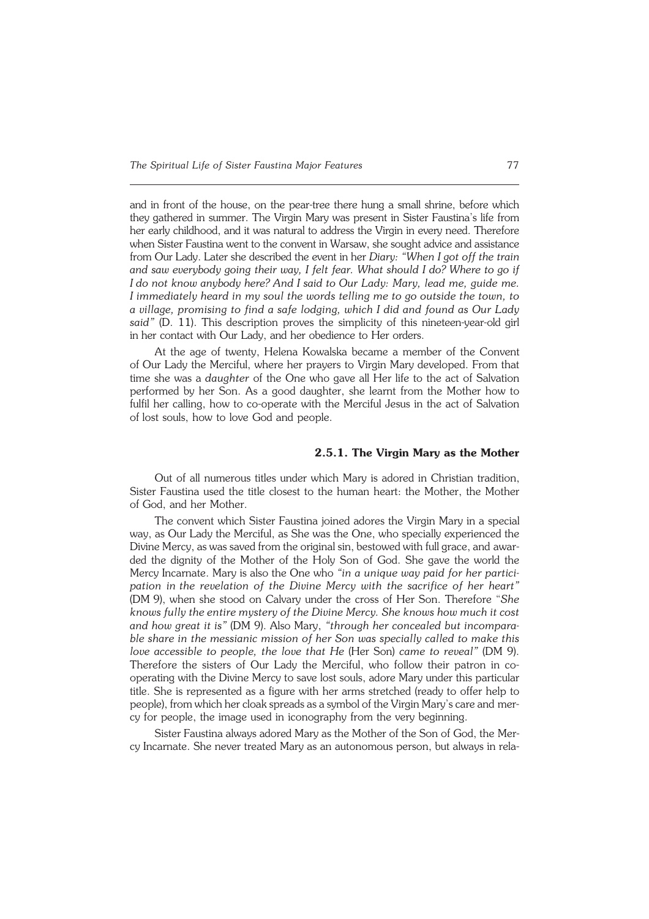and in front of the house, on the pear-tree there hung a small shrine, before which they gathered in summer. The Virgin Mary was present in Sister Faustina's life from her early childhood, and it was natural to address the Virgin in every need. Therefore when Sister Faustina went to the convent in Warsaw, she sought advice and assistance from Our Lady. Later she described the event in her *Diary: "When I got off the train and saw everybody going their way, I felt fear. What should I do? Where to go if I do not know anybody here? And I said to Our Lady: Mary, lead me, guide me. I immediately heard in my soul the words telling me to go outside the town, to a village, promising to find a safe lodging, which I did and found as Our Lady said"* (D. 11). This description proves the simplicity of this nineteen-year-old girl in her contact with Our Lady, and her obedience to Her orders.

At the age of twenty, Helena Kowalska became a member of the Convent of Our Lady the Merciful, where her prayers to Virgin Mary developed. From that time she was a *daughter* of the One who gave all Her life to the act of Salvation performed by her Son. As a good daughter, she learnt from the Mother how to fulfil her calling, how to co-operate with the Merciful Jesus in the act of Salvation of lost souls, how to love God and people.

### 2.5.1. The Virgin Mary as the Mother

Out of all numerous titles under which Mary is adored in Christian tradition, Sister Faustina used the title closest to the human heart: the Mother, the Mother of God, and her Mother.

The convent which Sister Faustina joined adores the Virgin Mary in a special way, as Our Lady the Merciful, as She was the One, who specially experienced the Divine Mercy, as was saved from the original sin, bestowed with full grace, and awarded the dignity of the Mother of the Holy Son of God. She gave the world the Mercy Incarnate. Mary is also the One who *"in a unique way paid for her participation in the revelation of the Divine Mercy with the sacrifice of her heart"* (DM 9), when she stood on Calvary under the cross of Her Son. Therefore "*She knows fully the entire mystery of the Divine Mercy. She knows how much it cost and how great it is"* (DM 9). Also Mary, *"through her concealed but incomparable share in the messianic mission of her Son was specially called to make this love accessible to people, the love that He* (Her Son) *came to reveal"* (DM 9). Therefore the sisters of Our Lady the Merciful, who follow their patron in co-operating with the Divine Mercy to save lost souls, adore Mary under this particular title. She is represented as a figure with her arms stretched (ready to offer help to people), from which her cloak spreads as a symbol of the Virgin Mary's care and mercy for people, the image used in iconography from the very beginning.

Sister Faustina always adored Mary as the Mother of the Son of God, the Mercy Incarnate. She never treated Mary as an autonomous person, but always in rela-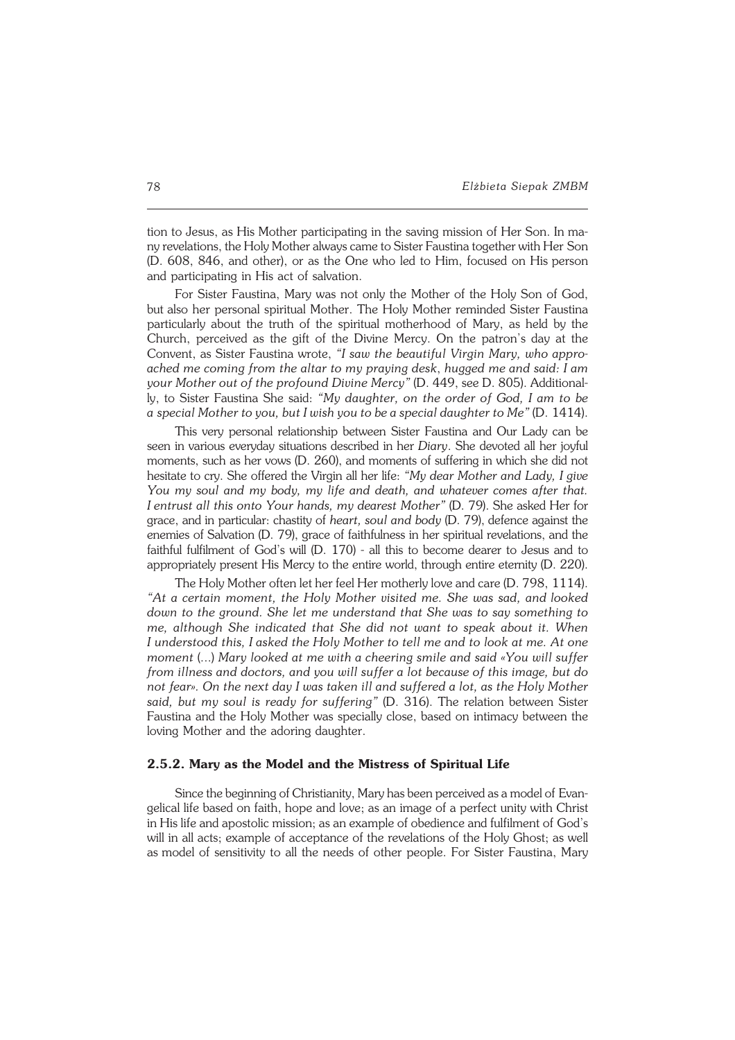tion to Jesus, as His Mother participating in the saving mission of Her Son. In many revelations, the Holy Mother always came to Sister Faustina together with Her Son (D. 608, 846, and other), or as the One who led to Him, focused on His person and participating in His act of salvation.

For Sister Faustina, Mary was not only the Mother of the Holy Son of God, but also her personal spiritual Mother. The Holy Mother reminded Sister Faustina particularly about the truth of the spiritual motherhood of Mary, as held by the Church, perceived as the gift of the Divine Mercy. On the patron's day at the Convent, as Sister Faustina wrote, *"I saw the beautiful Virgin Mary, who approached me coming from the altar to my praying desk, hugged me and said: I am your Mother out of the profound Divine Mercy"* (D. 449, see D. 805). Additionally, to Sister Faustina She said: *"My daughter, on the order of God, I am to be a special Mother to you, but I wish you to be a special daughter to Me"* (D. 1414).

This very personal relationship between Sister Faustina and Our Lady can be seen in various everyday situations described in her *Diary*. She devoted all her joyful moments, such as her vows (D. 260), and moments of suffering in which she did not hesitate to cry. She offered the Virgin all her life: *"My dear Mother and Lady, I give You my soul and my body, my life and death, and whatever comes after that. I entrust all this onto Your hands, my dearest Mother"* (D. 79). She asked Her for grace, and in particular: chastity of *heart, soul and body* (D. 79), defence against the enemies of Salvation (D. 79), grace of faithfulness in her spiritual revelations, and the faithful fulfilment of God's will (D. 170) - all this to become dearer to Jesus and to appropriately present His Mercy to the entire world, through entire eternity (D. 220).

The Holy Mother often let her feel Her motherly love and care (D. 798, 1114). *"At a certain moment, the Holy Mother visited me. She was sad, and looked down to the ground. She let me understand that She was to say something to me, although She indicated that She did not want to speak about it. When I understood this, I asked the Holy Mother to tell me and to look at me. At one moment (...) Mary looked at me with a cheering smile and said «You will suffer from illness and doctors, and you will suffer a lot because of this image, but do not fear». On the next day I was taken ill and suffered a lot, as the Holy Mother said, but my soul is ready for suffering"* (D. 316). The relation between Sister Faustina and the Holy Mother was specially close, based on intimacy between the loving Mother and the adoring daughter.

### 2.5.2. Mary as the Model and the Mistress of Spiritual Life

Since the beginning of Christianity, Mary has been perceived as a model of Evangelical life based on faith, hope and love; as an image of a perfect unity with Christ in His life and apostolic mission; as an example of obedience and fulfilment of God's will in all acts; example of acceptance of the revelations of the Holy Ghost; as well as model of sensitivity to all the needs of other people. For Sister Faustina, Mary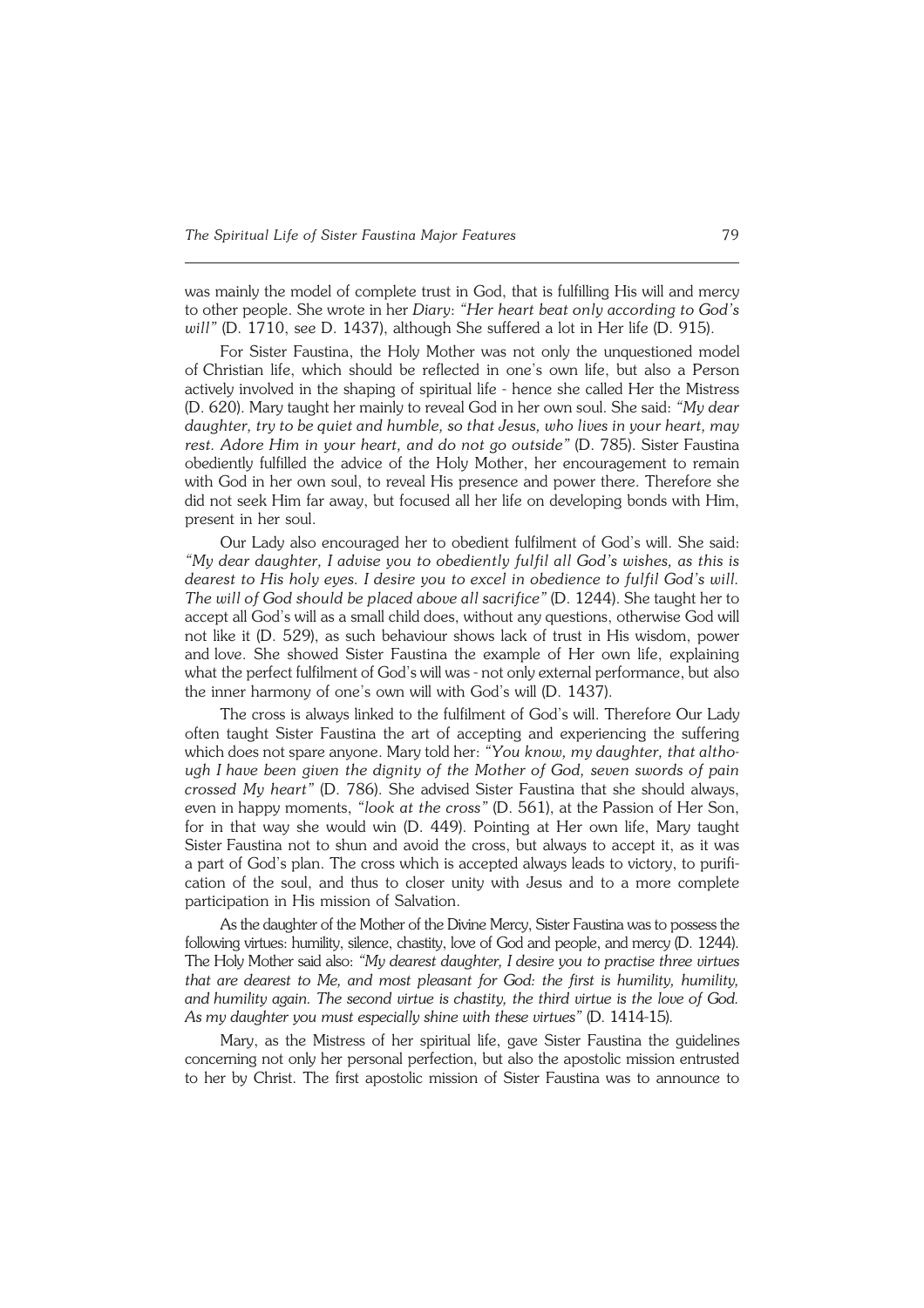was mainly the model of complete trust in God, that is fulfilling His will and mercy to other people. She wrote in her *Diary*: *"Her heart beat only according to God's will"* (D. 1710, see D. 1437), although She suffered a lot in Her life (D. 915).

For Sister Faustina, the Holy Mother was not only the unquestioned model of Christian life, which should be reflected in one's own life, but also a Person actively involved in the shaping of spiritual life - hence she called Her the Mistress (D. 620). Mary taught her mainly to reveal God in her own soul. She said: *"My dear daughter, try to be quiet and humble, so that Jesus, who lives in your heart, may rest. Adore Him in your heart, and do not go outside"* (D. 785). Sister Faustina obediently fulfilled the advice of the Holy Mother, her encouragement to remain with God in her own soul, to reveal His presence and power there. Therefore she did not seek Him far away, but focused all her life on developing bonds with Him, present in her soul.

Our Lady also encouraged her to obedient fulfilment of God's will. She said: *"My dear daughter, I advise you to obediently fulfil all God's wishes, as this is dearest to His holy eyes. I desire you to excel in obedience to fulfil God's will. The will of God should be placed above all sacrifice"* (D. 1244). She taught her to accept all God's will as a small child does, without any questions, otherwise God will not like it (D. 529), as such behaviour shows lack of trust in His wisdom, power and love. She showed Sister Faustina the example of Her own life, explaining what the perfect fulfilment of God's will was - not only external performance, but also the inner harmony of one's own will with God's will (D. 1437).

The cross is always linked to the fulfilment of God's will. Therefore Our Lady often taught Sister Faustina the art of accepting and experiencing the suffering which does not spare anyone. Mary told her: *"You know, my daughter, that although I have been given the dignity of the Mother of God, seven swords of pain crossed My heart"* (D. 786). She advised Sister Faustina that she should always, even in happy moments, *"look at the cross"* (D. 561), at the Passion of Her Son, for in that way she would win (D. 449). Pointing at Her own life, Mary taught Sister Faustina not to shun and avoid the cross, but always to accept it, as it was a part of God's plan. The cross which is accepted always leads to victory, to purification of the soul, and thus to closer unity with Jesus and to a more complete participation in His mission of Salvation.

As the daughter of the Mother of the Divine Mercy, Sister Faustina was to possess the following virtues: humility, silence, chastity, love of God and people, and mercy (D. 1244). The Holy Mother said also: *"My dearest daughter, I desire you to practise three virtues that are dearest to Me, and most pleasant for God: the first is humility, humility, and humility again. The second virtue is chastity, the third virtue is the love of God. As my daughter you must especially shine with these virtues"* (D. 1414-15).

Mary, as the Mistress of her spiritual life, gave Sister Faustina the guidelines concerning not only her personal perfection, but also the apostolic mission entrusted to her by Christ. The first apostolic mission of Sister Faustina was to announce to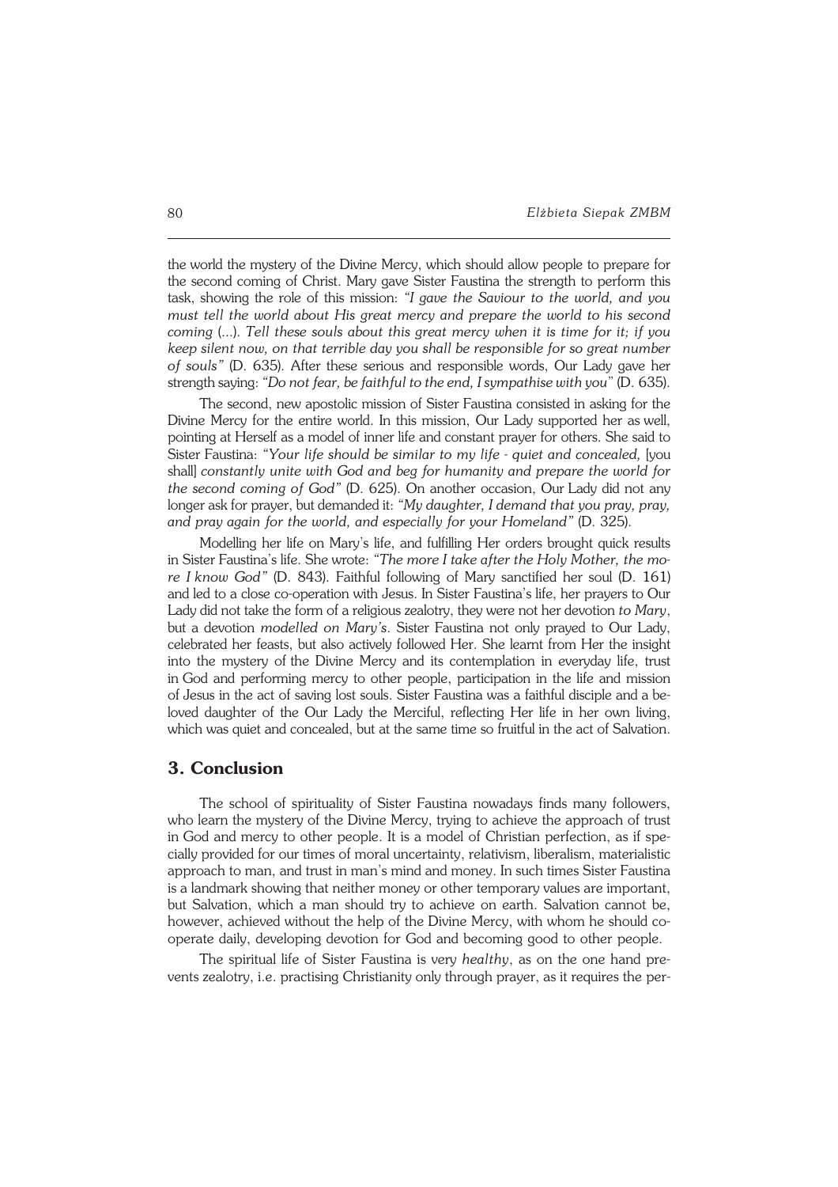the world the mystery of the Divine Mercy, which should allow people to prepare for the second coming of Christ. Mary gave Sister Faustina the strength to perform this task, showing the role of this mission: *"I gave the Saviour to the world, and you must tell the world about His great mercy and prepare the world to his second coming* (...). *Tell these souls about this great mercy when it is time for it; if you keep silent now, on that terrible day you shall be responsible for so great number of souls"* (D. 635). After these serious and responsible words, Our Lady gave her strength saying: *"Do not fear, be faithful to the end, I sympathise with you"* (D. 635).

The second, new apostolic mission of Sister Faustina consisted in asking for the Divine Mercy for the entire world. In this mission, Our Lady supported her as well, pointing at Herself as a model of inner life and constant prayer for others. She said to Sister Faustina: *"Your life should be similar to my life - quiet and concealed,* [you shall] *constantly unite with God and beg for humanity and prepare the world for the second coming of God"* (D. 625). On another occasion, Our Lady did not any longer ask for prayer, but demanded it: *"My daughter, I demand that you pray, pray, and pray again for the world, and especially for your Homeland"* (D. 325).

Modelling her life on Mary's life, and fulfilling Her orders brought quick results in Sister Faustina's life. She wrote: *"The more I take after the Holy Mother, the more I know God"* (D. 843). Faithful following of Mary sanctified her soul (D. 161) and led to a close co-operation with Jesus. In Sister Faustina's life, her prayers to Our Lady did not take the form of a religious zealotry, they were not her devotion *to Mary*, but a devotion *modelled on Mary's*. Sister Faustina not only prayed to Our Lady, celebrated her feasts, but also actively followed Her. She learnt from Her the insight into the mystery of the Divine Mercy and its contemplation in everyday life, trust in God and performing mercy to other people, participation in the life and mission of Jesus in the act of saving lost souls. Sister Faustina was a faithful disciple and a beloved daughter of the Our Lady the Merciful, reflecting Her life in her own living, which was quiet and concealed, but at the same time so fruitful in the act of Salvation.

## 3. Conclusion

The school of spirituality of Sister Faustina nowadays finds many followers, who learn the mystery of the Divine Mercy, trying to achieve the approach of trust in God and mercy to other people. It is a model of Christian perfection, as if specially provided for our times of moral uncertainty, relativism, liberalism, materialistic approach to man, and trust in man's mind and money. In such times Sister Faustina is a landmark showing that neither money or other temporary values are important, but Salvation, which a man should try to achieve on earth. Salvation cannot be, however, achieved without the help of the Divine Mercy, with whom he should cooperate daily, developing devotion for God and becoming good to other people.

The spiritual life of Sister Faustina is very *healthy*, as on the one hand prevents zealotry, i.e. practising Christianity only through prayer, as it requires the per-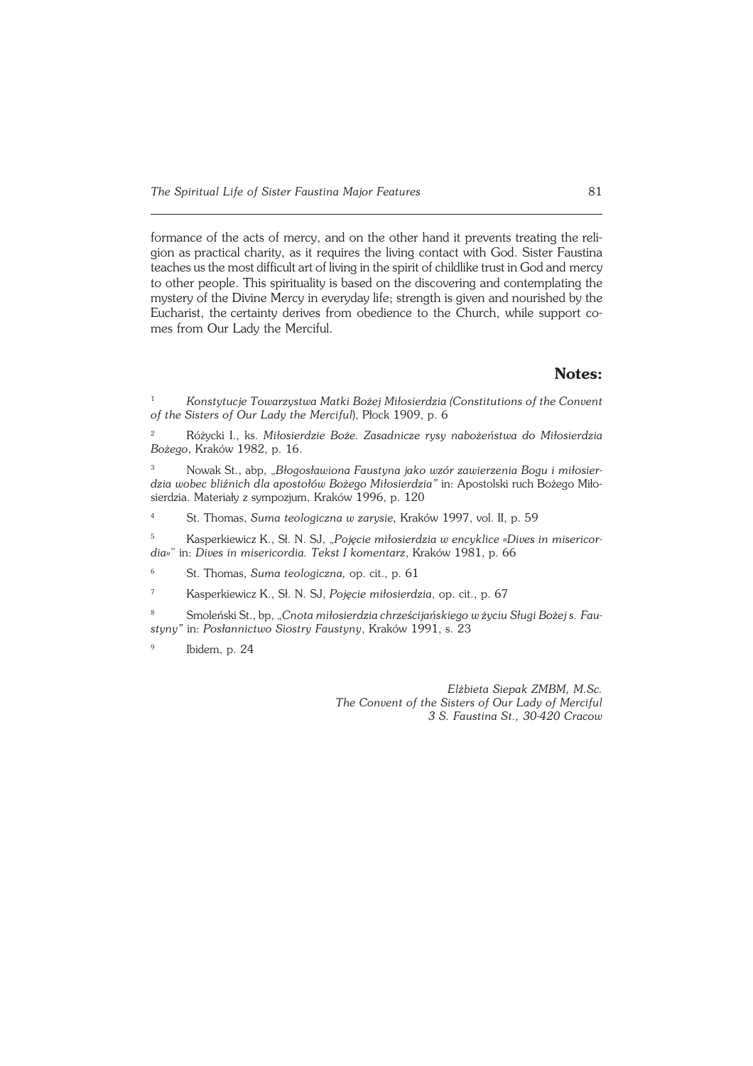formance of the acts of mercy, and on the other hand it prevents treating the religion as practical charity, as it requires the living contact with God. Sister Faustina teaches us the most difficult art of living in the spirit of childlike trust in God and mercy to other people. This spirituality is based on the discovering and contemplating the mystery of the Divine Mercy in everyday life; strength is given and nourished by the Eucharist, the certainty derives from obedience to the Church, while support comes from Our Lady the Merciful.

## Notes:

[1] *Konstytucje Towarzystwa Matki Bożej Miłosierdzia (Constitutions of the Convent of the Sisters of Our Lady the Merciful*), Płock 1909, p. 6

[2] Różycki I., ks. *Miłosierdzie Boże. Zasadnicze rysy nabożeństwa do Miłosierdzia Bożego*, Kraków 1982, p. 16.

[3] Nowak St., abp, *„Błogosławiona Faustyna jako wzór zawierzenia Bogu i miłosierdzia wobec bliźnich dla apostołów Bożego Miłosierdzia"* in: Apostolski ruch Bożego Miłosierdzia. Materiały z sympozjum, Kraków 1996, p. 120

[4] St. Thomas, *Suma teologiczna w zarysie,* Kraków 1997, vol. II, p. 59

[5] Kasperkiewicz K., Sł. N. SJ, *„Pojęcie miłosierdzia w encyklice «Dives in misericordia»"* in: *Dives in misericordia. Tekst I komentarz*, Kraków 1981, p. 66

[6] St. Thomas, *Suma teologiczna,* op. cit., p. 61

[7] Kasperkiewicz K., Sł. N. SJ, *Pojęcie miłosierdzia*, op. cit., p. 67

[8] Smoleński St., bp, *„Cnota miłosierdzia chrześcijańskiego w życiu Sługi Bożej s. Faustyny"* in: *Posłannictwo Siostry Faustyny*, Kraków 1991, s. 23

[9] Ibidem, p. 24

*Elżbieta Siepak ZMBM, M.Sc.*
*The Convent of the Sisters of Our Lady of Merciful*
*3 S. Faustina St., 30-420 Cracow*